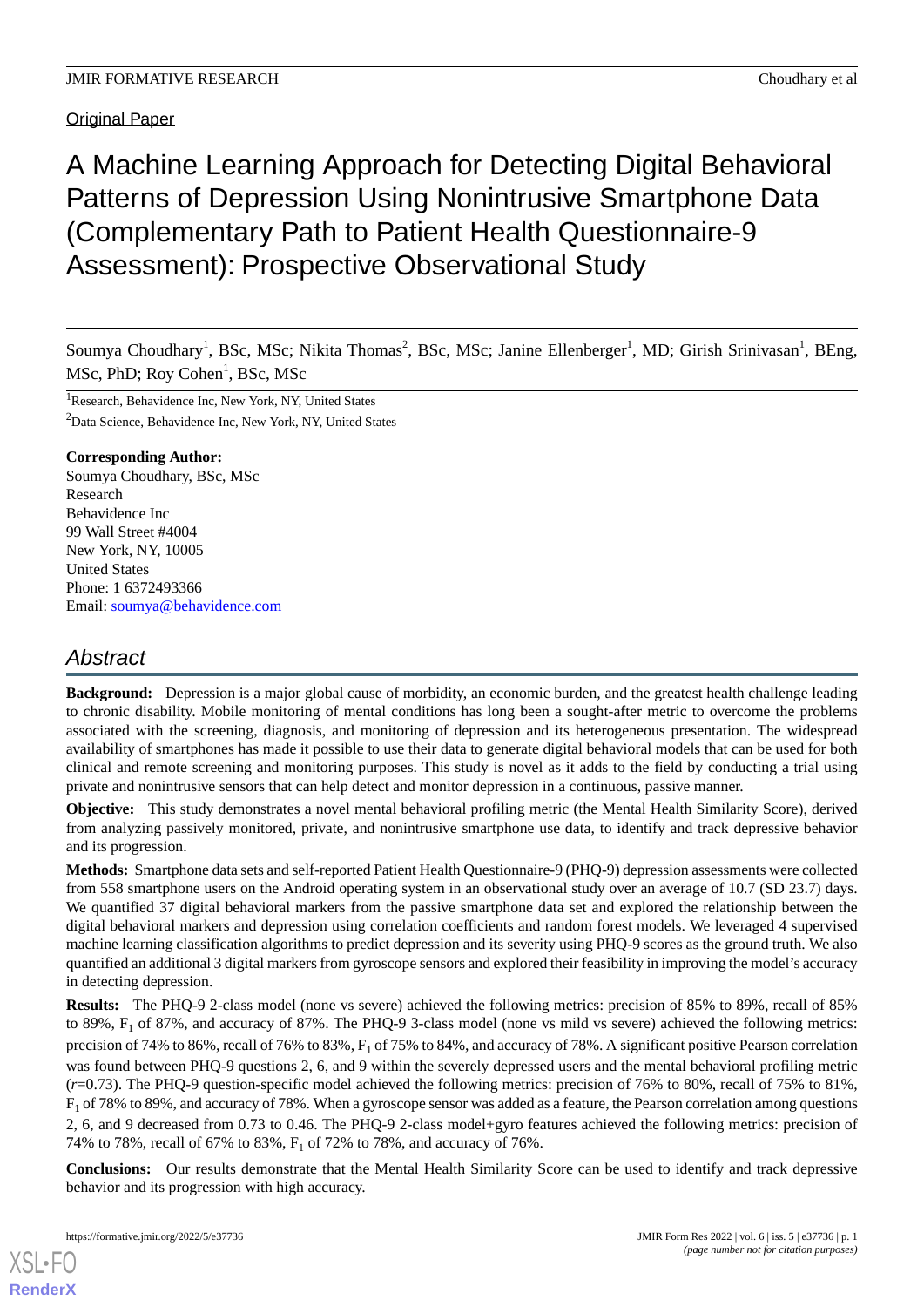Original Paper

# A Machine Learning Approach for Detecting Digital Behavioral Patterns of Depression Using Nonintrusive Smartphone Data (Complementary Path to Patient Health Questionnaire-9 Assessment): Prospective Observational Study

Soumya Choudhary[1], BSc, MSc; Nikita Thomas[2], BSc, MSc; Janine Ellenberger[1], MD; Girish Srinivasan[1], BEng, MSc, PhD; Roy Cohen[1], BSc, MSc

[1]Research, Behavidence Inc, New York, NY, United States

[2]Data Science, Behavidence Inc, New York, NY, United States

**Corresponding Author:**
Soumya Choudhary, BSc, MSc
Research
Behavidence Inc
99 Wall Street #4004
New York, NY, 10005
United States
Phone: 1 6372493366
Email: soumya@behavidence.com

## Abstract

**Background:** Depression is a major global cause of morbidity, an economic burden, and the greatest health challenge leading to chronic disability. Mobile monitoring of mental conditions has long been a sought-after metric to overcome the problems associated with the screening, diagnosis, and monitoring of depression and its heterogeneous presentation. The widespread availability of smartphones has made it possible to use their data to generate digital behavioral models that can be used for both clinical and remote screening and monitoring purposes. This study is novel as it adds to the field by conducting a trial using private and nonintrusive sensors that can help detect and monitor depression in a continuous, passive manner.

**Objective:** This study demonstrates a novel mental behavioral profiling metric (the Mental Health Similarity Score), derived from analyzing passively monitored, private, and nonintrusive smartphone use data, to identify and track depressive behavior and its progression.

**Methods:** Smartphone data sets and self-reported Patient Health Questionnaire-9 (PHQ-9) depression assessments were collected from 558 smartphone users on the Android operating system in an observational study over an average of 10.7 (SD 23.7) days. We quantified 37 digital behavioral markers from the passive smartphone data set and explored the relationship between the digital behavioral markers and depression using correlation coefficients and random forest models. We leveraged 4 supervised machine learning classification algorithms to predict depression and its severity using PHQ-9 scores as the ground truth. We also quantified an additional 3 digital markers from gyroscope sensors and explored their feasibility in improving the model's accuracy in detecting depression.

**Results:** The PHQ-9 2-class model (none vs severe) achieved the following metrics: precision of 85% to 89%, recall of 85% to 89%, $F_1$ of 87%, and accuracy of 87%. The PHQ-9 3-class model (none vs mild vs severe) achieved the following metrics: precision of 74% to 86%, recall of 76% to 83%, $F_1$ of 75% to 84%, and accuracy of 78%. A significant positive Pearson correlation was found between PHQ-9 questions 2, 6, and 9 within the severely depressed users and the mental behavioral profiling metric (*r*=0.73). The PHQ-9 question-specific model achieved the following metrics: precision of 76% to 80%, recall of 75% to 81%, $F_1$ of 78% to 89%, and accuracy of 78%. When a gyroscope sensor was added as a feature, the Pearson correlation among questions 2, 6, and 9 decreased from 0.73 to 0.46. The PHQ-9 2-class model+gyro features achieved the following metrics: precision of 74% to 78%, recall of 67% to 83%, $F_1$ of 72% to 78%, and accuracy of 76%.

**Conclusions:** Our results demonstrate that the Mental Health Similarity Score can be used to identify and track depressive behavior and its progression with high accuracy.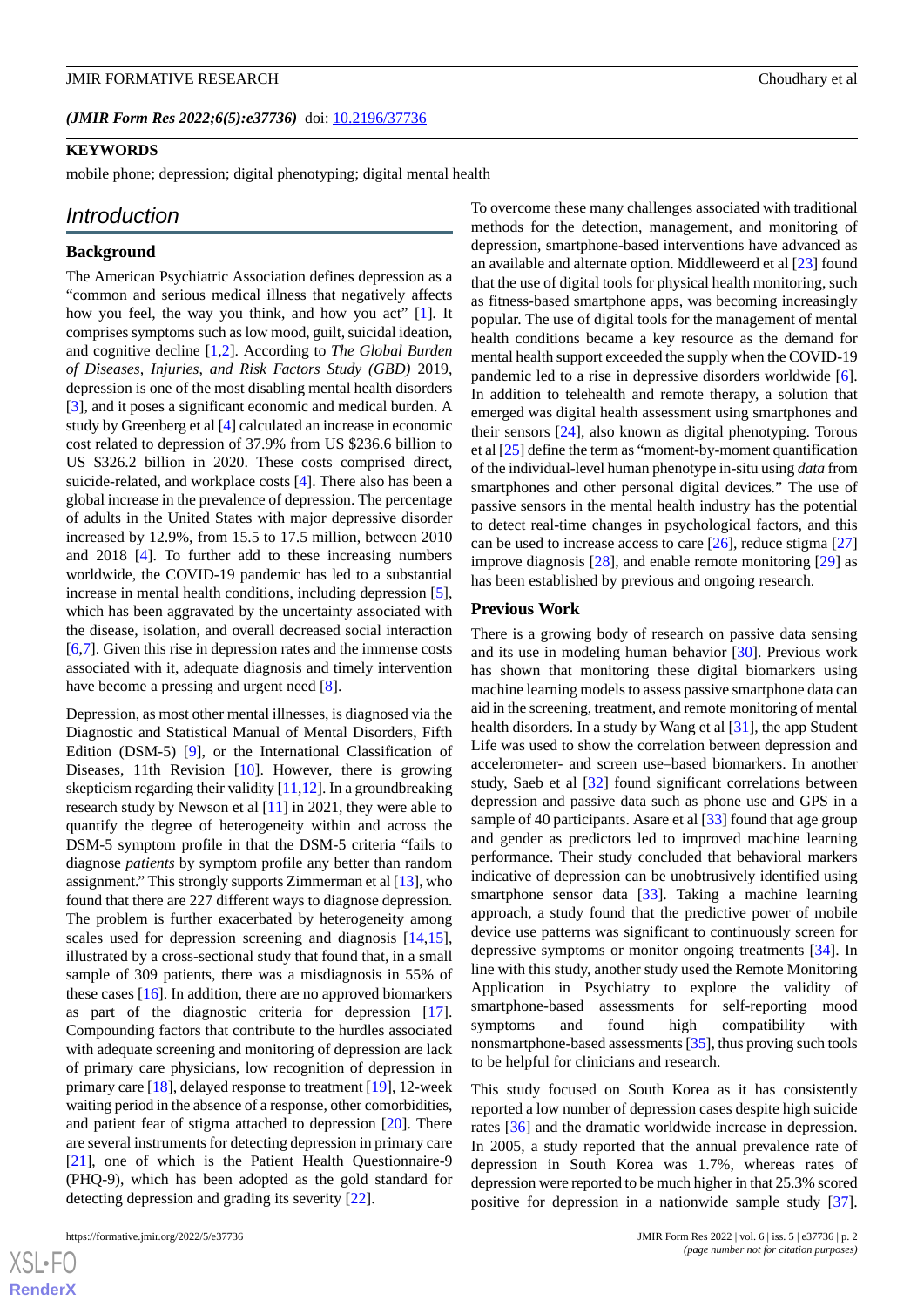(JMIR Form Res 2022;6(5):e37736) doi: 10.2196/37736

## KEYWORDS

mobile phone; depression; digital phenotyping; digital mental health

## Introduction

### Background

The American Psychiatric Association defines depression as a "common and serious medical illness that negatively affects how you feel, the way you think, and how you act" [1]. It comprises symptoms such as low mood, guilt, suicidal ideation, and cognitive decline [1,2]. According to *The Global Burden of Diseases, Injuries, and Risk Factors Study (GBD)* 2019, depression is one of the most disabling mental health disorders [3], and it poses a significant economic and medical burden. A study by Greenberg et al [4] calculated an increase in economic cost related to depression of 37.9% from US $236.6 billion to US $326.2 billion in 2020. These costs comprised direct, suicide-related, and workplace costs [4]. There also has been a global increase in the prevalence of depression. The percentage of adults in the United States with major depressive disorder increased by 12.9%, from 15.5 to 17.5 million, between 2010 and 2018 [4]. To further add to these increasing numbers worldwide, the COVID-19 pandemic has led to a substantial increase in mental health conditions, including depression [5], which has been aggravated by the uncertainty associated with the disease, isolation, and overall decreased social interaction [6,7]. Given this rise in depression rates and the immense costs associated with it, adequate diagnosis and timely intervention have become a pressing and urgent need [8].

Depression, as most other mental illnesses, is diagnosed via the Diagnostic and Statistical Manual of Mental Disorders, Fifth Edition (DSM-5) [9], or the International Classification of Diseases, 11th Revision [10]. However, there is growing skepticism regarding their validity [11,12]. In a groundbreaking research study by Newson et al [11] in 2021, they were able to quantify the degree of heterogeneity within and across the DSM-5 symptom profile in that the DSM-5 criteria "fails to diagnose *patients* by symptom profile any better than random assignment." This strongly supports Zimmerman et al [13], who found that there are 227 different ways to diagnose depression. The problem is further exacerbated by heterogeneity among scales used for depression screening and diagnosis [14,15], illustrated by a cross-sectional study that found that, in a small sample of 309 patients, there was a misdiagnosis in 55% of these cases [16]. In addition, there are no approved biomarkers as part of the diagnostic criteria for depression [17]. Compounding factors that contribute to the hurdles associated with adequate screening and monitoring of depression are lack of primary care physicians, low recognition of depression in primary care [18], delayed response to treatment [19], 12-week waiting period in the absence of a response, other comorbidities, and patient fear of stigma attached to depression [20]. There are several instruments for detecting depression in primary care [21], one of which is the Patient Health Questionnaire-9 (PHQ-9), which has been adopted as the gold standard for detecting depression and grading its severity [22].

To overcome these many challenges associated with traditional methods for the detection, management, and monitoring of depression, smartphone-based interventions have advanced as an available and alternate option. Middleweerd et al [23] found that the use of digital tools for physical health monitoring, such as fitness-based smartphone apps, was becoming increasingly popular. The use of digital tools for the management of mental health conditions became a key resource as the demand for mental health support exceeded the supply when the COVID-19 pandemic led to a rise in depressive disorders worldwide [6]. In addition to telehealth and remote therapy, a solution that emerged was digital health assessment using smartphones and their sensors [24], also known as digital phenotyping. Torous et al [25] define the term as "moment-by-moment quantification of the individual-level human phenotype in-situ using *data* from smartphones and other personal digital devices." The use of passive sensors in the mental health industry has the potential to detect real-time changes in psychological factors, and this can be used to increase access to care [26], reduce stigma [27] improve diagnosis [28], and enable remote monitoring [29] as has been established by previous and ongoing research.

### Previous Work

There is a growing body of research on passive data sensing and its use in modeling human behavior [30]. Previous work has shown that monitoring these digital biomarkers using machine learning models to assess passive smartphone data can aid in the screening, treatment, and remote monitoring of mental health disorders. In a study by Wang et al [31], the app Student Life was used to show the correlation between depression and accelerometer- and screen use–based biomarkers. In another study, Saeb et al [32] found significant correlations between depression and passive data such as phone use and GPS in a sample of 40 participants. Asare et al [33] found that age group and gender as predictors led to improved machine learning performance. Their study concluded that behavioral markers indicative of depression can be unobtrusively identified using smartphone sensor data [33]. Taking a machine learning approach, a study found that the predictive power of mobile device use patterns was significant to continuously screen for depressive symptoms or monitor ongoing treatments [34]. In line with this study, another study used the Remote Monitoring Application in Psychiatry to explore the validity of smartphone-based assessments for self-reporting mood symptoms and found high compatibility with nonsmartphone-based assessments [35], thus proving such tools to be helpful for clinicians and research.

This study focused on South Korea as it has consistently reported a low number of depression cases despite high suicide rates [36] and the dramatic worldwide increase in depression. In 2005, a study reported that the annual prevalence rate of depression in South Korea was 1.7%, whereas rates of depression were reported to be much higher in that 25.3% scored positive for depression in a nationwide sample study [37].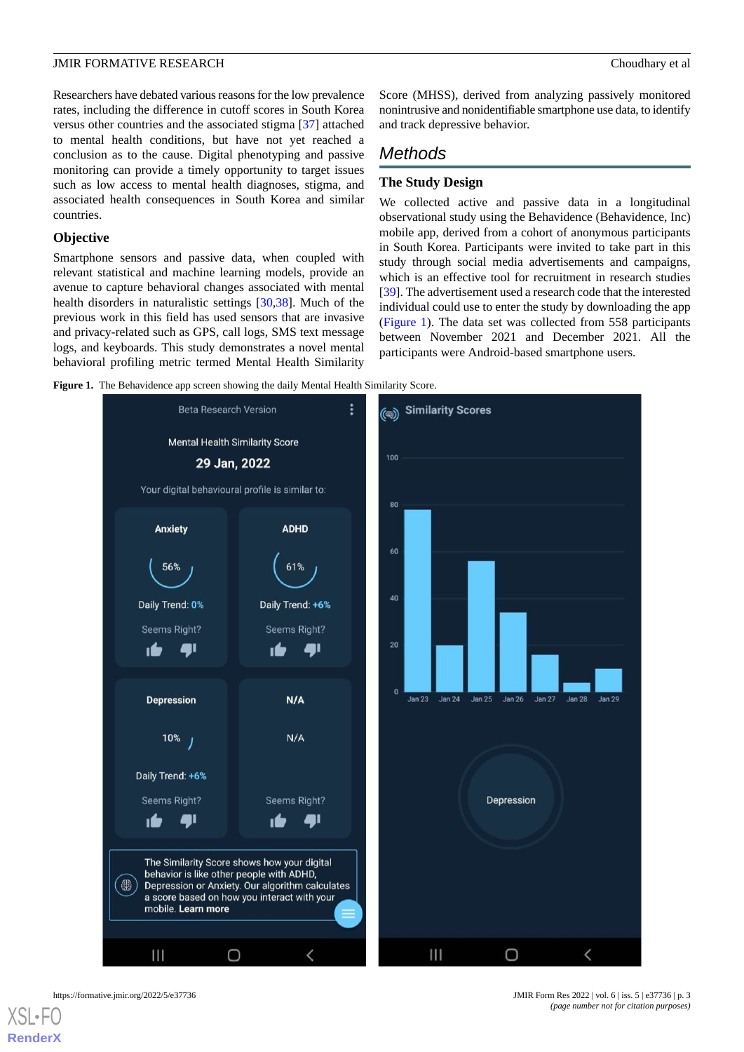Researchers have debated various reasons for the low prevalence rates, including the difference in cutoff scores in South Korea versus other countries and the associated stigma [37] attached to mental health conditions, but have not yet reached a conclusion as to the cause. Digital phenotyping and passive monitoring can provide a timely opportunity to target issues such as low access to mental health diagnoses, stigma, and associated health consequences in South Korea and similar countries.

### Objective

Smartphone sensors and passive data, when coupled with relevant statistical and machine learning models, provide an avenue to capture behavioral changes associated with mental health disorders in naturalistic settings [30,38]. Much of the previous work in this field has used sensors that are invasive and privacy-related such as GPS, call logs, SMS text message logs, and keyboards. This study demonstrates a novel mental behavioral profiling metric termed Mental Health Similarity Score (MHSS), derived from analyzing passively monitored nonintrusive and nonidentifiable smartphone use data, to identify and track depressive behavior.

## Methods

### The Study Design

We collected active and passive data in a longitudinal observational study using the Behavidence (Behavidence, Inc) mobile app, derived from a cohort of anonymous participants in South Korea. Participants were invited to take part in this study through social media advertisements and campaigns, which is an effective tool for recruitment in research studies [39]. The advertisement used a research code that the interested individual could use to enter the study by downloading the app (Figure 1). The data set was collected from 558 participants between November 2021 and December 2021. All the participants were Android-based smartphone users.

**Figure 1.** The Behavidence app screen showing the daily Mental Health Similarity Score.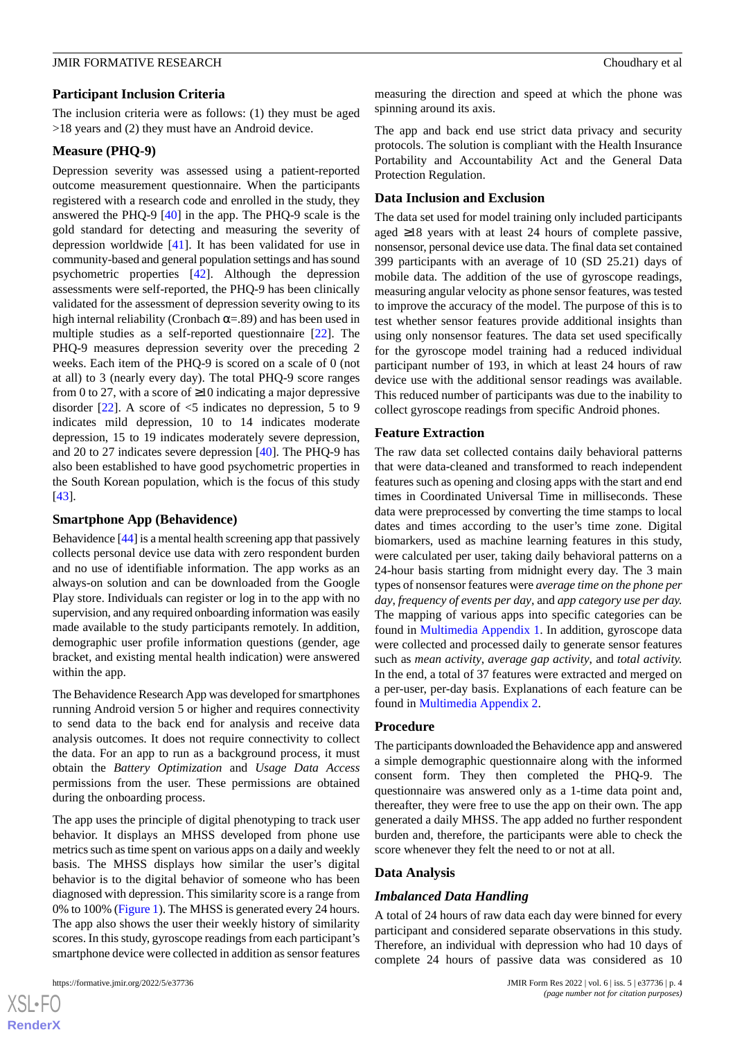### Participant Inclusion Criteria

The inclusion criteria were as follows: (1) they must be aged >18 years and (2) they must have an Android device.

### Measure (PHQ-9)

Depression severity was assessed using a patient-reported outcome measurement questionnaire. When the participants registered with a research code and enrolled in the study, they answered the PHQ-9 [40] in the app. The PHQ-9 scale is the gold standard for detecting and measuring the severity of depression worldwide [41]. It has been validated for use in community-based and general population settings and has sound psychometric properties [42]. Although the depression assessments were self-reported, the PHQ-9 has been clinically validated for the assessment of depression severity owing to its high internal reliability (Cronbach $\alpha$=.89) and has been used in multiple studies as a self-reported questionnaire [22]. The PHQ-9 measures depression severity over the preceding 2 weeks. Each item of the PHQ-9 is scored on a scale of 0 (not at all) to 3 (nearly every day). The total PHQ-9 score ranges from 0 to 27, with a score of ≥10 indicating a major depressive disorder [22]. A score of <5 indicates no depression, 5 to 9 indicates mild depression, 10 to 14 indicates moderate depression, 15 to 19 indicates moderately severe depression, and 20 to 27 indicates severe depression [40]. The PHQ-9 has also been established to have good psychometric properties in the South Korean population, which is the focus of this study [43].

### Smartphone App (Behavidence)

Behavidence [44] is a mental health screening app that passively collects personal device use data with zero respondent burden and no use of identifiable information. The app works as an always-on solution and can be downloaded from the Google Play store. Individuals can register or log in to the app with no supervision, and any required onboarding information was easily made available to the study participants remotely. In addition, demographic user profile information questions (gender, age bracket, and existing mental health indication) were answered within the app.

The Behavidence Research App was developed for smartphones running Android version 5 or higher and requires connectivity to send data to the back end for analysis and receive data analysis outcomes. It does not require connectivity to collect the data. For an app to run as a background process, it must obtain the *Battery Optimization* and *Usage Data Access* permissions from the user. These permissions are obtained during the onboarding process.

The app uses the principle of digital phenotyping to track user behavior. It displays an MHSS developed from phone use metrics such as time spent on various apps on a daily and weekly basis. The MHSS displays how similar the user's digital behavior is to the digital behavior of someone who has been diagnosed with depression. This similarity score is a range from 0% to 100% (Figure 1). The MHSS is generated every 24 hours. The app also shows the user their weekly history of similarity scores. In this study, gyroscope readings from each participant's smartphone device were collected in addition as sensor features measuring the direction and speed at which the phone was spinning around its axis.

The app and back end use strict data privacy and security protocols. The solution is compliant with the Health Insurance Portability and Accountability Act and the General Data Protection Regulation.

### Data Inclusion and Exclusion

The data set used for model training only included participants aged ≥18 years with at least 24 hours of complete passive, nonsensor, personal device use data. The final data set contained 399 participants with an average of 10 (SD 25.21) days of mobile data. The addition of the use of gyroscope readings, measuring angular velocity as phone sensor features, was tested to improve the accuracy of the model. The purpose of this is to test whether sensor features provide additional insights than using only nonsensor features. The data set used specifically for the gyroscope model training had a reduced individual participant number of 193, in which at least 24 hours of raw device use with the additional sensor readings was available. This reduced number of participants was due to the inability to collect gyroscope readings from specific Android phones.

### Feature Extraction

The raw data set collected contains daily behavioral patterns that were data-cleaned and transformed to reach independent features such as opening and closing apps with the start and end times in Coordinated Universal Time in milliseconds. These data were preprocessed by converting the time stamps to local dates and times according to the user's time zone. Digital biomarkers, used as machine learning features in this study, were calculated per user, taking daily behavioral patterns on a 24-hour basis starting from midnight every day. The 3 main types of nonsensor features were *average time on the phone per day*, *frequency of events per day*, and *app category use per day*. The mapping of various apps into specific categories can be found in Multimedia Appendix 1. In addition, gyroscope data were collected and processed daily to generate sensor features such as *mean activity*, *average gap activity*, and *total activity*. In the end, a total of 37 features were extracted and merged on a per-user, per-day basis. Explanations of each feature can be found in Multimedia Appendix 2.

### Procedure

The participants downloaded the Behavidence app and answered a simple demographic questionnaire along with the informed consent form. They then completed the PHQ-9. The questionnaire was answered only as a 1-time data point and, thereafter, they were free to use the app on their own. The app generated a daily MHSS. The app added no further respondent burden and, therefore, the participants were able to check the score whenever they felt the need to or not at all.

### Data Analysis

#### *Imbalanced Data Handling*

A total of 24 hours of raw data each day were binned for every participant and considered separate observations in this study. Therefore, an individual with depression who had 10 days of complete 24 hours of passive data was considered as 10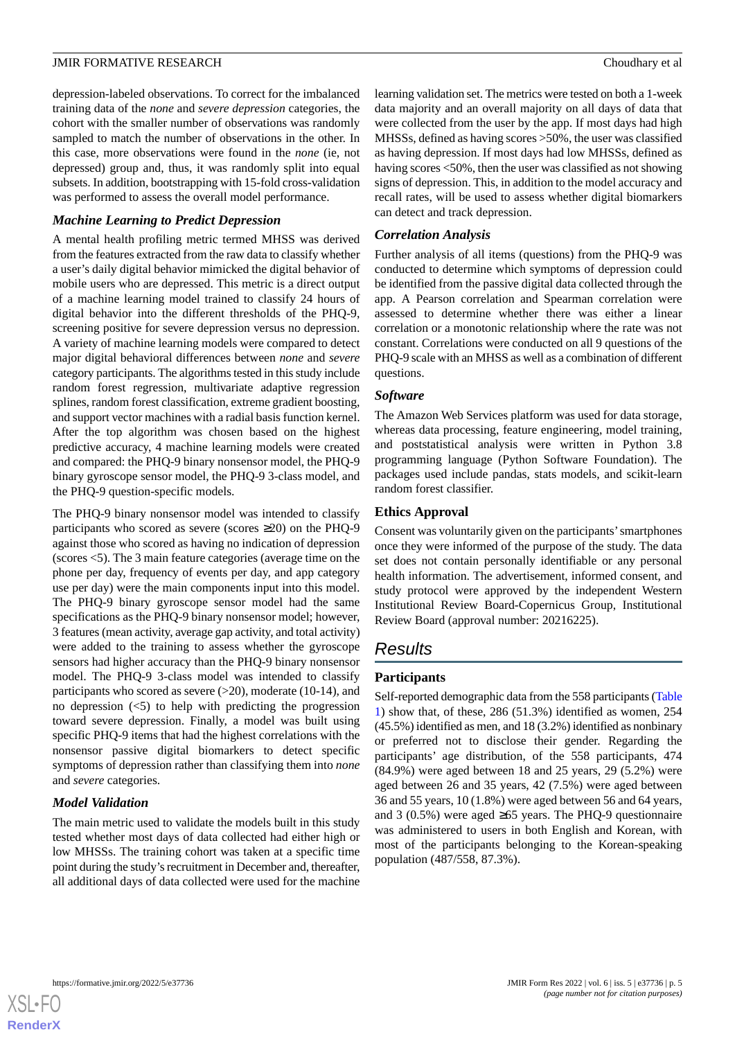depression-labeled observations. To correct for the imbalanced training data of the *none* and *severe depression* categories, the cohort with the smaller number of observations was randomly sampled to match the number of observations in the other. In this case, more observations were found in the *none* (ie, not depressed) group and, thus, it was randomly split into equal subsets. In addition, bootstrapping with 15-fold cross-validation was performed to assess the overall model performance.

### Machine Learning to Predict Depression

A mental health profiling metric termed MHSS was derived from the features extracted from the raw data to classify whether a user's daily digital behavior mimicked the digital behavior of mobile users who are depressed. This metric is a direct output of a machine learning model trained to classify 24 hours of digital behavior into the different thresholds of the PHQ-9, screening positive for severe depression versus no depression. A variety of machine learning models were compared to detect major digital behavioral differences between *none* and *severe* category participants. The algorithms tested in this study include random forest regression, multivariate adaptive regression splines, random forest classification, extreme gradient boosting, and support vector machines with a radial basis function kernel. After the top algorithm was chosen based on the highest predictive accuracy, 4 machine learning models were created and compared: the PHQ-9 binary nonsensor model, the PHQ-9 binary gyroscope sensor model, the PHQ-9 3-class model, and the PHQ-9 question-specific models.

The PHQ-9 binary nonsensor model was intended to classify participants who scored as severe (scores ≥20) on the PHQ-9 against those who scored as having no indication of depression (scores <5). The 3 main feature categories (average time on the phone per day, frequency of events per day, and app category use per day) were the main components input into this model. The PHQ-9 binary gyroscope sensor model had the same specifications as the PHQ-9 binary nonsensor model; however, 3 features (mean activity, average gap activity, and total activity) were added to the training to assess whether the gyroscope sensors had higher accuracy than the PHQ-9 binary nonsensor model. The PHQ-9 3-class model was intended to classify participants who scored as severe (>20), moderate (10-14), and no depression (<5) to help with predicting the progression toward severe depression. Finally, a model was built using specific PHQ-9 items that had the highest correlations with the nonsensor passive digital biomarkers to detect specific symptoms of depression rather than classifying them into *none* and *severe* categories.

### Model Validation

The main metric used to validate the models built in this study tested whether most days of data collected had either high or low MHSSs. The training cohort was taken at a specific time point during the study's recruitment in December and, thereafter, all additional days of data collected were used for the machine learning validation set. The metrics were tested on both a 1-week data majority and an overall majority on all days of data that were collected from the user by the app. If most days had high MHSSs, defined as having scores >50%, the user was classified as having depression. If most days had low MHSSs, defined as having scores <50%, then the user was classified as not showing signs of depression. This, in addition to the model accuracy and recall rates, will be used to assess whether digital biomarkers can detect and track depression.

### Correlation Analysis

Further analysis of all items (questions) from the PHQ-9 was conducted to determine which symptoms of depression could be identified from the passive digital data collected through the app. A Pearson correlation and Spearman correlation were assessed to determine whether there was either a linear correlation or a monotonic relationship where the rate was not constant. Correlations were conducted on all 9 questions of the PHQ-9 scale with an MHSS as well as a combination of different questions.

### Software

The Amazon Web Services platform was used for data storage, whereas data processing, feature engineering, model training, and poststatistical analysis were written in Python 3.8 programming language (Python Software Foundation). The packages used include pandas, stats models, and scikit-learn random forest classifier.

## Ethics Approval

Consent was voluntarily given on the participants' smartphones once they were informed of the purpose of the study. The data set does not contain personally identifiable or any personal health information. The advertisement, informed consent, and study protocol were approved by the independent Western Institutional Review Board-Copernicus Group, Institutional Review Board (approval number: 20216225).

# Results

## Participants

Self-reported demographic data from the 558 participants (Table 1) show that, of these, 286 (51.3%) identified as women, 254 (45.5%) identified as men, and 18 (3.2%) identified as nonbinary or preferred not to disclose their gender. Regarding the participants' age distribution, of the 558 participants, 474 (84.9%) were aged between 18 and 25 years, 29 (5.2%) were aged between 26 and 35 years, 42 (7.5%) were aged between 36 and 55 years, 10 (1.8%) were aged between 56 and 64 years, and 3 (0.5%) were aged ≥65 years. The PHQ-9 questionnaire was administered to users in both English and Korean, with most of the participants belonging to the Korean-speaking population (487/558, 87.3%).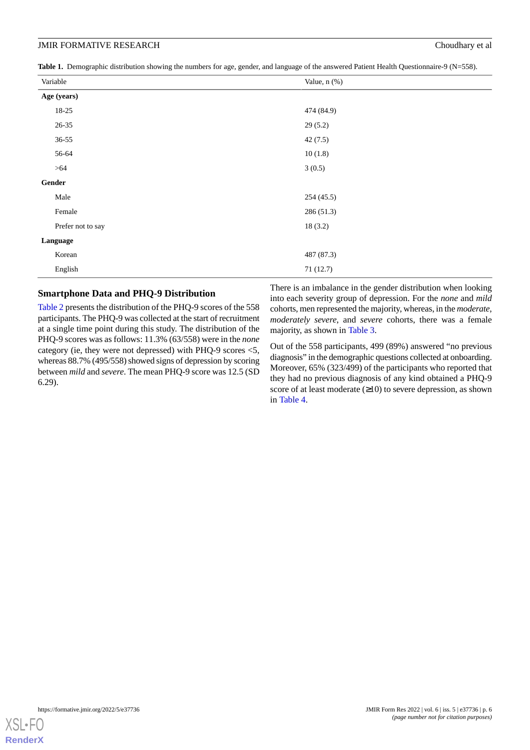**Table 1.** Demographic distribution showing the numbers for age, gender, and language of the answered Patient Health Questionnaire-9 (N=558).

| Variable | Value, n (%) |
|---|---|
| **Age (years)** | |
| 18-25 | 474 (84.9) |
| 26-35 | 29 (5.2) |
| 36-55 | 42 (7.5) |
| 56-64 | 10 (1.8) |
| >64 | 3 (0.5) |
| **Gender** | |
| Male | 254 (45.5) |
| Female | 286 (51.3) |
| Prefer not to say | 18 (3.2) |
| **Language** | |
| Korean | 487 (87.3) |
| English | 71 (12.7) |

### Smartphone Data and PHQ-9 Distribution

Table 2 presents the distribution of the PHQ-9 scores of the 558 participants. The PHQ-9 was collected at the start of recruitment at a single time point during this study. The distribution of the PHQ-9 scores was as follows: 11.3% (63/558) were in the *none* category (ie, they were not depressed) with PHQ-9 scores <5, whereas 88.7% (495/558) showed signs of depression by scoring between *mild* and *severe*. The mean PHQ-9 score was 12.5 (SD 6.29).

There is an imbalance in the gender distribution when looking into each severity group of depression. For the *none* and *mild* cohorts, men represented the majority, whereas, in the *moderate*, *moderately severe*, and *severe* cohorts, there was a female majority, as shown in Table 3.

Out of the 558 participants, 499 (89%) answered "no previous diagnosis" in the demographic questions collected at onboarding. Moreover, 65% (323/499) of the participants who reported that they had no previous diagnosis of any kind obtained a PHQ-9 score of at least moderate (≥10) to severe depression, as shown in Table 4.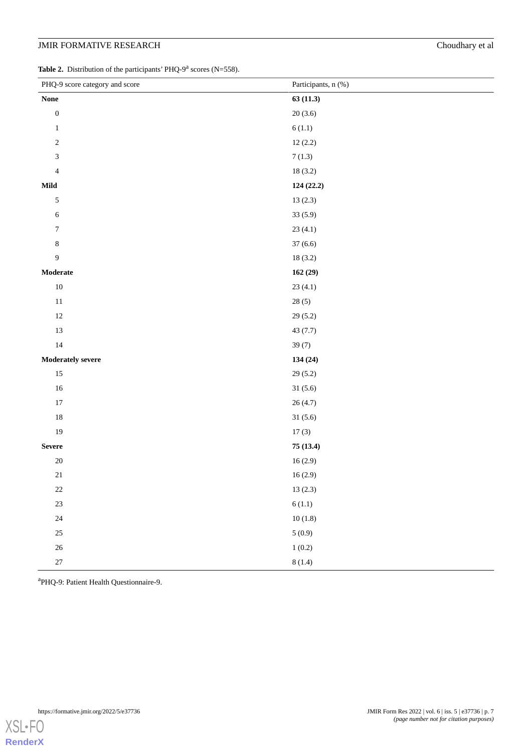**Table 2.** Distribution of the participants' PHQ-9[a] scores (N=558).

| PHQ-9 score category and score | Participants, n (%) |
| --- | --- |
| **None** | **63 (11.3)** |
| 0 | 20 (3.6) |
| 1 | 6 (1.1) |
| 2 | 12 (2.2) |
| 3 | 7 (1.3) |
| 4 | 18 (3.2) |
| **Mild** | **124 (22.2)** |
| 5 | 13 (2.3) |
| 6 | 33 (5.9) |
| 7 | 23 (4.1) |
| 8 | 37 (6.6) |
| 9 | 18 (3.2) |
| **Moderate** | **162 (29)** |
| 10 | 23 (4.1) |
| 11 | 28 (5) |
| 12 | 29 (5.2) |
| 13 | 43 (7.7) |
| 14 | 39 (7) |
| **Moderately severe** | **134 (24)** |
| 15 | 29 (5.2) |
| 16 | 31 (5.6) |
| 17 | 26 (4.7) |
| 18 | 31 (5.6) |
| 19 | 17 (3) |
| **Severe** | **75 (13.4)** |
| 20 | 16 (2.9) |
| 21 | 16 (2.9) |
| 22 | 13 (2.3) |
| 23 | 6 (1.1) |
| 24 | 10 (1.8) |
| 25 | 5 (0.9) |
| 26 | 1 (0.2) |
| 27 | 8 (1.4) |

[a]PHQ-9: Patient Health Questionnaire-9.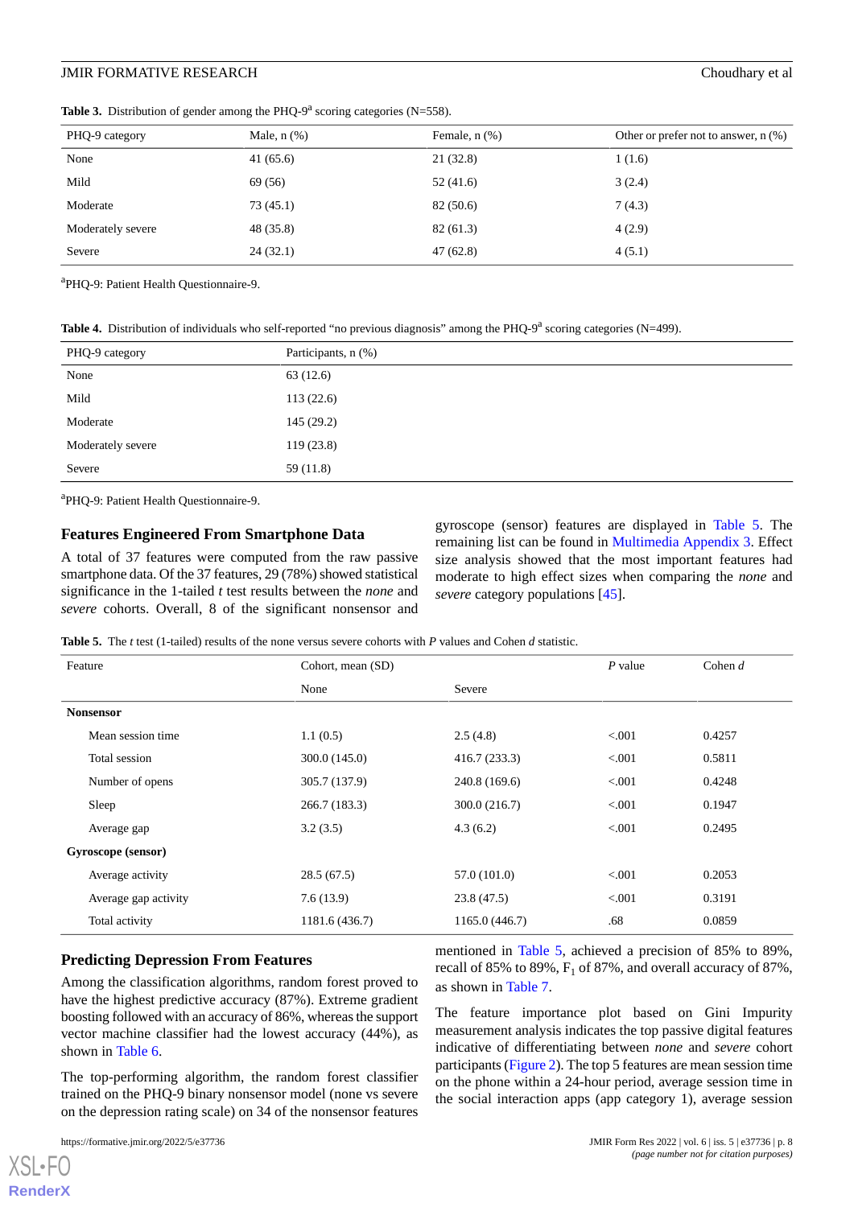**Table 3.** Distribution of gender among the PHQ-9[a] scoring categories (N=558).

| PHQ-9 category | Male, n (%) | Female, n (%) | Other or prefer not to answer, n (%) |
|---|---|---|---|
| None | 41 (65.6) | 21 (32.8) | 1 (1.6) |
| Mild | 69 (56) | 52 (41.6) | 3 (2.4) |
| Moderate | 73 (45.1) | 82 (50.6) | 7 (4.3) |
| Moderately severe | 48 (35.8) | 82 (61.3) | 4 (2.9) |
| Severe | 24 (32.1) | 47 (62.8) | 4 (5.1) |

[a]PHQ-9: Patient Health Questionnaire-9.

**Table 4.** Distribution of individuals who self-reported "no previous diagnosis" among the PHQ-9[a] scoring categories (N=499).

| PHQ-9 category | Participants, n (%) |
|---|---|
| None | 63 (12.6) |
| Mild | 113 (22.6) |
| Moderate | 145 (29.2) |
| Moderately severe | 119 (23.8) |
| Severe | 59 (11.8) |

[a]PHQ-9: Patient Health Questionnaire-9.

### Features Engineered From Smartphone Data

A total of 37 features were computed from the raw passive smartphone data. Of the 37 features, 29 (78%) showed statistical significance in the 1-tailed *t* test results between the *none* and *severe* cohorts. Overall, 8 of the significant nonsensor and gyroscope (sensor) features are displayed in Table 5. The remaining list can be found in Multimedia Appendix 3. Effect size analysis showed that the most important features had moderate to high effect sizes when comparing the *none* and *severe* category populations [45].

**Table 5.** The *t* test (1-tailed) results of the none versus severe cohorts with *P* values and Cohen *d* statistic.

| Feature | Cohort, mean (SD) | | *P* value | Cohen *d* |
|---|---|---|---|---|
| | None | Severe | | |
| **Nonsensor** | | | | |
| Mean session time | 1.1 (0.5) | 2.5 (4.8) | <.001 | 0.4257 |
| Total session | 300.0 (145.0) | 416.7 (233.3) | <.001 | 0.5811 |
| Number of opens | 305.7 (137.9) | 240.8 (169.6) | <.001 | 0.4248 |
| Sleep | 266.7 (183.3) | 300.0 (216.7) | <.001 | 0.1947 |
| Average gap | 3.2 (3.5) | 4.3 (6.2) | <.001 | 0.2495 |
| **Gyroscope (sensor)** | | | | |
| Average activity | 28.5 (67.5) | 57.0 (101.0) | <.001 | 0.2053 |
| Average gap activity | 7.6 (13.9) | 23.8 (47.5) | <.001 | 0.3191 |
| Total activity | 1181.6 (436.7) | 1165.0 (446.7) | .68 | 0.0859 |

### Predicting Depression From Features

Among the classification algorithms, random forest proved to have the highest predictive accuracy (87%). Extreme gradient boosting followed with an accuracy of 86%, whereas the support vector machine classifier had the lowest accuracy (44%), as shown in Table 6.

The top-performing algorithm, the random forest classifier trained on the PHQ-9 binary nonsensor model (none vs severe on the depression rating scale) on 34 of the nonsensor features mentioned in Table 5, achieved a precision of 85% to 89%, recall of 85% to 89%, $F_1$ of 87%, and overall accuracy of 87%, as shown in Table 7.

The feature importance plot based on Gini Impurity measurement analysis indicates the top passive digital features indicative of differentiating between *none* and *severe* cohort participants (Figure 2). The top 5 features are mean session time on the phone within a 24-hour period, average session time in the social interaction apps (app category 1), average session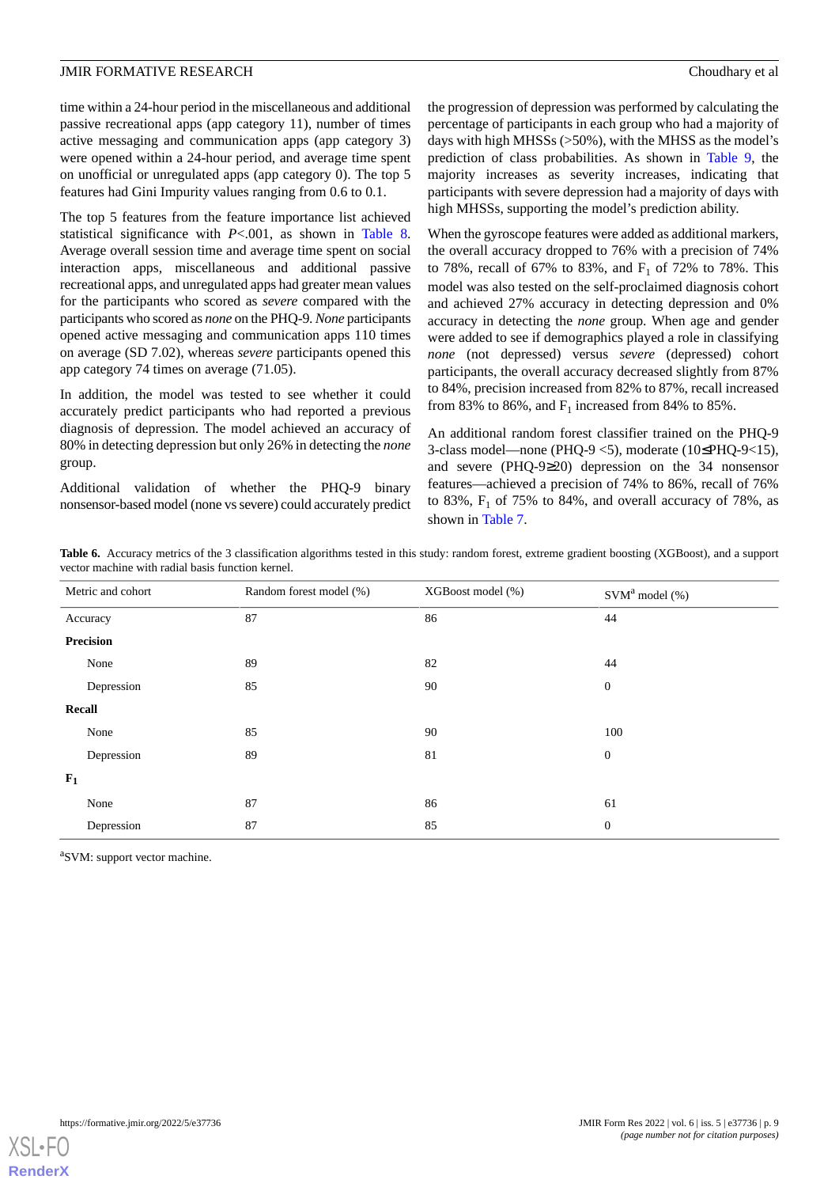time within a 24-hour period in the miscellaneous and additional passive recreational apps (app category 11), number of times active messaging and communication apps (app category 3) were opened within a 24-hour period, and average time spent on unofficial or unregulated apps (app category 0). The top 5 features had Gini Impurity values ranging from 0.6 to 0.1.

The top 5 features from the feature importance list achieved statistical significance with $P$<.001, as shown in Table 8. Average overall session time and average time spent on social interaction apps, miscellaneous and additional passive recreational apps, and unregulated apps had greater mean values for the participants who scored as *severe* compared with the participants who scored as *none* on the PHQ-9. *None* participants opened active messaging and communication apps 110 times on average (SD 7.02), whereas *severe* participants opened this app category 74 times on average (71.05).

In addition, the model was tested to see whether it could accurately predict participants who had reported a previous diagnosis of depression. The model achieved an accuracy of 80% in detecting depression but only 26% in detecting the *none* group.

Additional validation of whether the PHQ-9 binary nonsensor-based model (none vs severe) could accurately predict the progression of depression was performed by calculating the percentage of participants in each group who had a majority of days with high MHSSs (>50%), with the MHSS as the model's prediction of class probabilities. As shown in Table 9, the majority increases as severity increases, indicating that participants with severe depression had a majority of days with high MHSSs, supporting the model's prediction ability.

When the gyroscope features were added as additional markers, the overall accuracy dropped to 76% with a precision of 74% to 78%, recall of 67% to 83%, and $F_1$ of 72% to 78%. This model was also tested on the self-proclaimed diagnosis cohort and achieved 27% accuracy in detecting depression and 0% accuracy in detecting the *none* group. When age and gender were added to see if demographics played a role in classifying *none* (not depressed) versus *severe* (depressed) cohort participants, the overall accuracy decreased slightly from 87% to 84%, precision increased from 82% to 87%, recall increased from 83% to 86%, and $F_1$ increased from 84% to 85%.

An additional random forest classifier trained on the PHQ-9 3-class model—none (PHQ-9 <5), moderate (10≤PHQ-9<15), and severe (PHQ-9≥20) depression on the 34 nonsensor features—achieved a precision of 74% to 86%, recall of 76% to 83%, $F_1$ of 75% to 84%, and overall accuracy of 78%, as shown in Table 7.

**Table 6.** Accuracy metrics of the 3 classification algorithms tested in this study: random forest, extreme gradient boosting (XGBoost), and a support vector machine with radial basis function kernel.

| Metric and cohort | Random forest model (%) | XGBoost model (%) | SVM[a] model (%) |
|---|---|---|---|
| Accuracy | 87 | 86 | 44 |
| **Precision** | | | |
| None | 89 | 82 | 44 |
| Depression | 85 | 90 | 0 |
| **Recall** | | | |
| None | 85 | 90 | 100 |
| Depression | 89 | 81 | 0 |
| **$F_1$** | | | |
| None | 87 | 86 | 61 |
| Depression | 87 | 85 | 0 |

[a]SVM: support vector machine.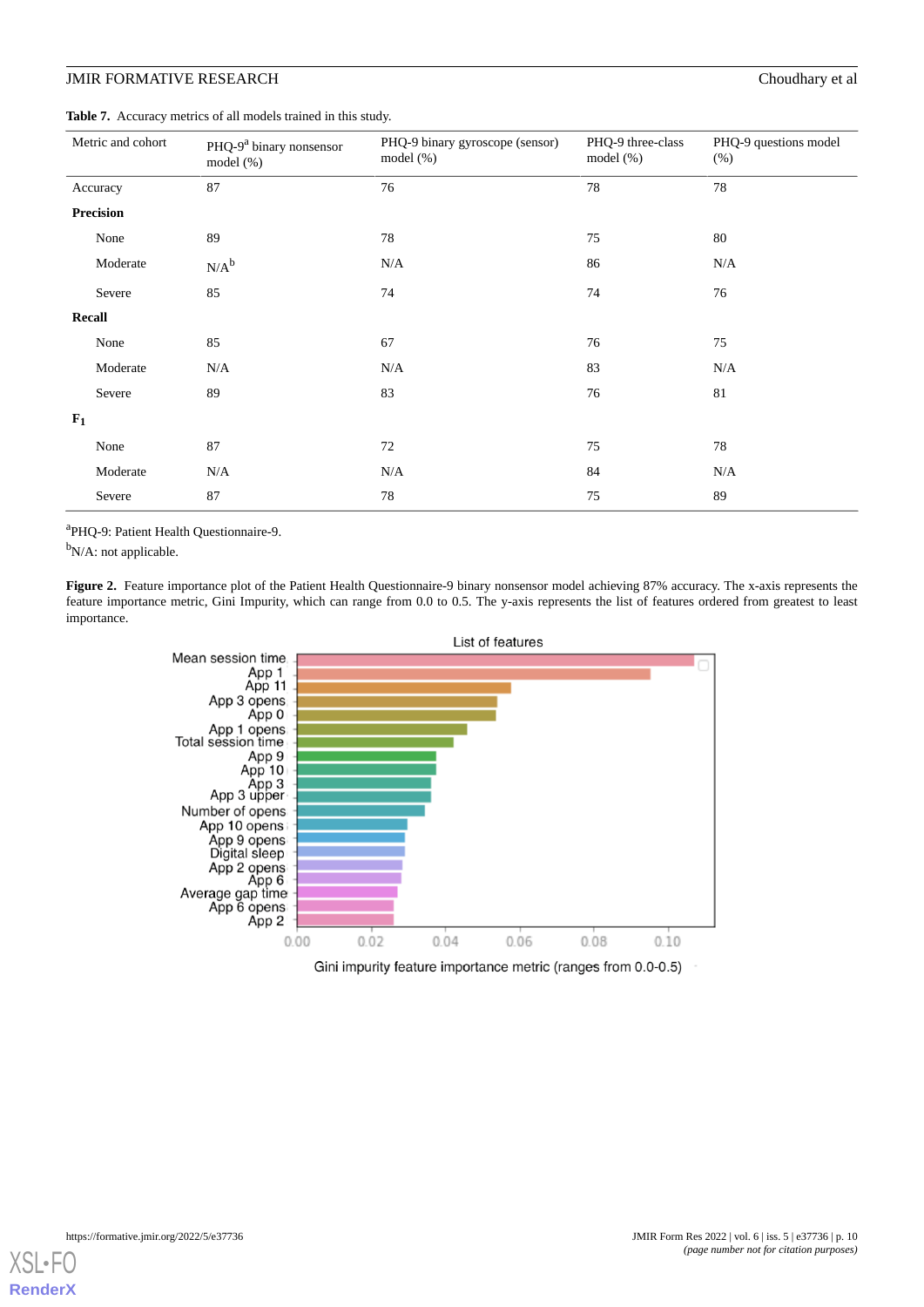**Table 7.** Accuracy metrics of all models trained in this study.

| Metric and cohort | PHQ-9[a] binary nonsensor model (%) | PHQ-9 binary gyroscope (sensor) model (%) | PHQ-9 three-class model (%) | PHQ-9 questions model (%) |
|---|---|---|---|---|
| Accuracy | 87 | 76 | 78 | 78 |
| **Precision** | | | | |
| None | 89 | 78 | 75 | 80 |
| Moderate | N/A[b] | N/A | 86 | N/A |
| Severe | 85 | 74 | 74 | 76 |
| **Recall** | | | | |
| None | 85 | 67 | 76 | 75 |
| Moderate | N/A | N/A | 83 | N/A |
| Severe | 89 | 83 | 76 | 81 |
| **$F_1$** | | | | |
| None | 87 | 72 | 75 | 78 |
| Moderate | N/A | N/A | 84 | N/A |
| Severe | 87 | 78 | 75 | 89 |

[a]PHQ-9: Patient Health Questionnaire-9.

[b]N/A: not applicable.

**Figure 2.** Feature importance plot of the Patient Health Questionnaire-9 binary nonsensor model achieving 87% accuracy. The x-axis represents the feature importance metric, Gini Impurity, which can range from 0.0 to 0.5. The y-axis represents the list of features ordered from greatest to least importance.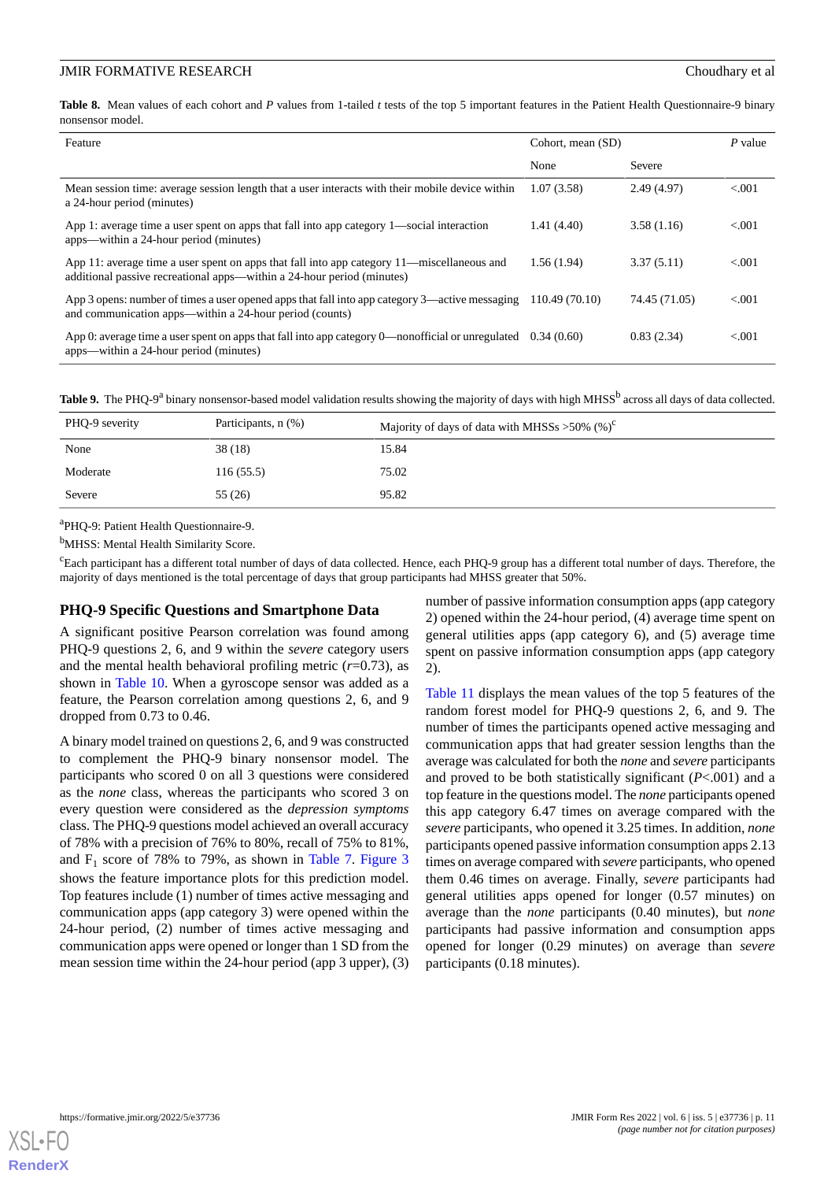**Table 8.** Mean values of each cohort and *P* values from 1-tailed *t* tests of the top 5 important features in the Patient Health Questionnaire-9 binary nonsensor model.

| Feature | Cohort, mean (SD) | | *P* value |
|---|---|---|---|
| | None | Severe | |
| Mean session time: average session length that a user interacts with their mobile device within a 24-hour period (minutes) | 1.07 (3.58) | 2.49 (4.97) | <.001 |
| App 1: average time a user spent on apps that fall into app category 1—social interaction apps—within a 24-hour period (minutes) | 1.41 (4.40) | 3.58 (1.16) | <.001 |
| App 11: average time a user spent on apps that fall into app category 11—miscellaneous and additional passive recreational apps—within a 24-hour period (minutes) | 1.56 (1.94) | 3.37 (5.11) | <.001 |
| App 3 opens: number of times a user opened apps that fall into app category 3—active messaging and communication apps—within a 24-hour period (counts) | 110.49 (70.10) | 74.45 (71.05) | <.001 |
| App 0: average time a user spent on apps that fall into app category 0—nonofficial or unregulated apps—within a 24-hour period (minutes) | 0.34 (0.60) | 0.83 (2.34) | <.001 |

**Table 9.** The PHQ-9[a] binary nonsensor-based model validation results showing the majority of days with high MHSS[b] across all days of data collected.

| PHQ-9 severity | Participants, n (%) | Majority of days of data with MHSSs >50% (%)[c] |
|---|---|---|
| None | 38 (18) | 15.84 |
| Moderate | 116 (55.5) | 75.02 |
| Severe | 55 (26) | 95.82 |

[a]PHQ-9: Patient Health Questionnaire-9.

[b]MHSS: Mental Health Similarity Score.

[c]Each participant has a different total number of days of data collected. Hence, each PHQ-9 group has a different total number of days. Therefore, the majority of days mentioned is the total percentage of days that group participants had MHSS greater that 50%.

## PHQ-9 Specific Questions and Smartphone Data

A significant positive Pearson correlation was found among PHQ-9 questions 2, 6, and 9 within the *severe* category users and the mental health behavioral profiling metric (*r*=0.73), as shown in Table 10. When a gyroscope sensor was added as a feature, the Pearson correlation among questions 2, 6, and 9 dropped from 0.73 to 0.46.

A binary model trained on questions 2, 6, and 9 was constructed to complement the PHQ-9 binary nonsensor model. The participants who scored 0 on all 3 questions were considered as the *none* class, whereas the participants who scored 3 on every question were considered as the *depression symptoms* class. The PHQ-9 questions model achieved an overall accuracy of 78% with a precision of 76% to 80%, recall of 75% to 81%, and $F_1$ score of 78% to 79%, as shown in Table 7. Figure 3 shows the feature importance plots for this prediction model. Top features include (1) number of times active messaging and communication apps (app category 3) were opened within the 24-hour period, (2) number of times active messaging and communication apps were opened or longer than 1 SD from the mean session time within the 24-hour period (app 3 upper), (3) number of passive information consumption apps (app category 2) opened within the 24-hour period, (4) average time spent on general utilities apps (app category 6), and (5) average time spent on passive information consumption apps (app category 2).

Table 11 displays the mean values of the top 5 features of the random forest model for PHQ-9 questions 2, 6, and 9. The number of times the participants opened active messaging and communication apps that had greater session lengths than the average was calculated for both the *none* and *severe* participants and proved to be both statistically significant (*P*<.001) and a top feature in the questions model. The *none* participants opened this app category 6.47 times on average compared with the *severe* participants, who opened it 3.25 times. In addition, *none* participants opened passive information consumption apps 2.13 times on average compared with *severe* participants, who opened them 0.46 times on average. Finally, *severe* participants had general utilities apps opened for longer (0.57 minutes) on average than the *none* participants (0.40 minutes), but *none* participants had passive information and consumption apps opened for longer (0.29 minutes) on average than *severe* participants (0.18 minutes).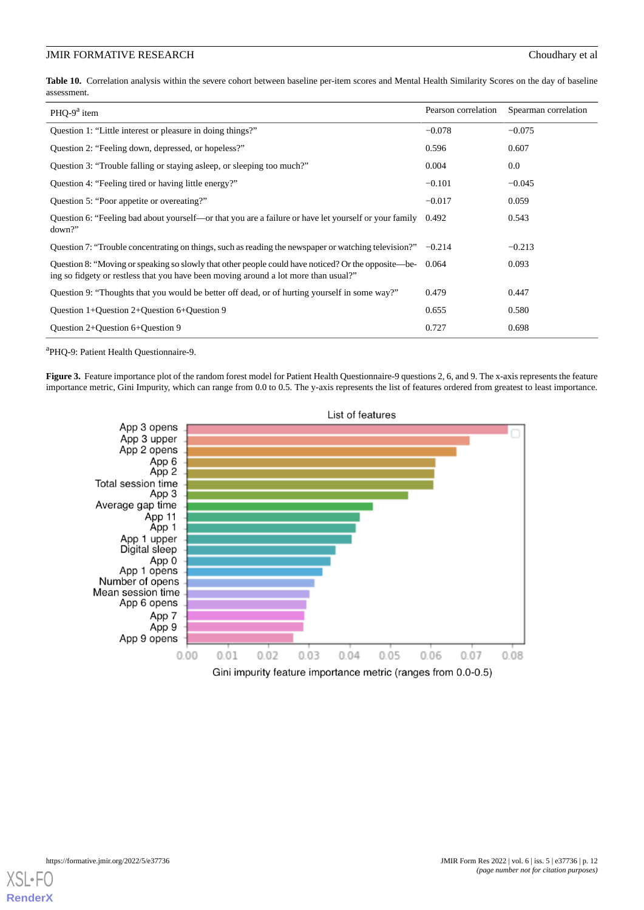**Table 10.** Correlation analysis within the severe cohort between baseline per-item scores and Mental Health Similarity Scores on the day of baseline assessment.

| PHQ-9[a] item | Pearson correlation | Spearman correlation |
|---|---|---|
| Question 1: "Little interest or pleasure in doing things?" | −0.078 | −0.075 |
| Question 2: "Feeling down, depressed, or hopeless?" | 0.596 | 0.607 |
| Question 3: "Trouble falling or staying asleep, or sleeping too much?" | 0.004 | 0.0 |
| Question 4: "Feeling tired or having little energy?" | −0.101 | −0.045 |
| Question 5: "Poor appetite or overeating?" | −0.017 | 0.059 |
| Question 6: "Feeling bad about yourself—or that you are a failure or have let yourself or your family down?" | 0.492 | 0.543 |
| Question 7: "Trouble concentrating on things, such as reading the newspaper or watching television?" | −0.214 | −0.213 |
| Question 8: "Moving or speaking so slowly that other people could have noticed? Or the opposite—being so fidgety or restless that you have been moving around a lot more than usual?" | 0.064 | 0.093 |
| Question 9: "Thoughts that you would be better off dead, or of hurting yourself in some way?" | 0.479 | 0.447 |
| Question 1+Question 2+Question 6+Question 9 | 0.655 | 0.580 |
| Question 2+Question 6+Question 9 | 0.727 | 0.698 |

[a]PHQ-9: Patient Health Questionnaire-9.

**Figure 3.** Feature importance plot of the random forest model for Patient Health Questionnaire-9 questions 2, 6, and 9. The x-axis represents the feature importance metric, Gini Impurity, which can range from 0.0 to 0.5. The y-axis represents the list of features ordered from greatest to least importance.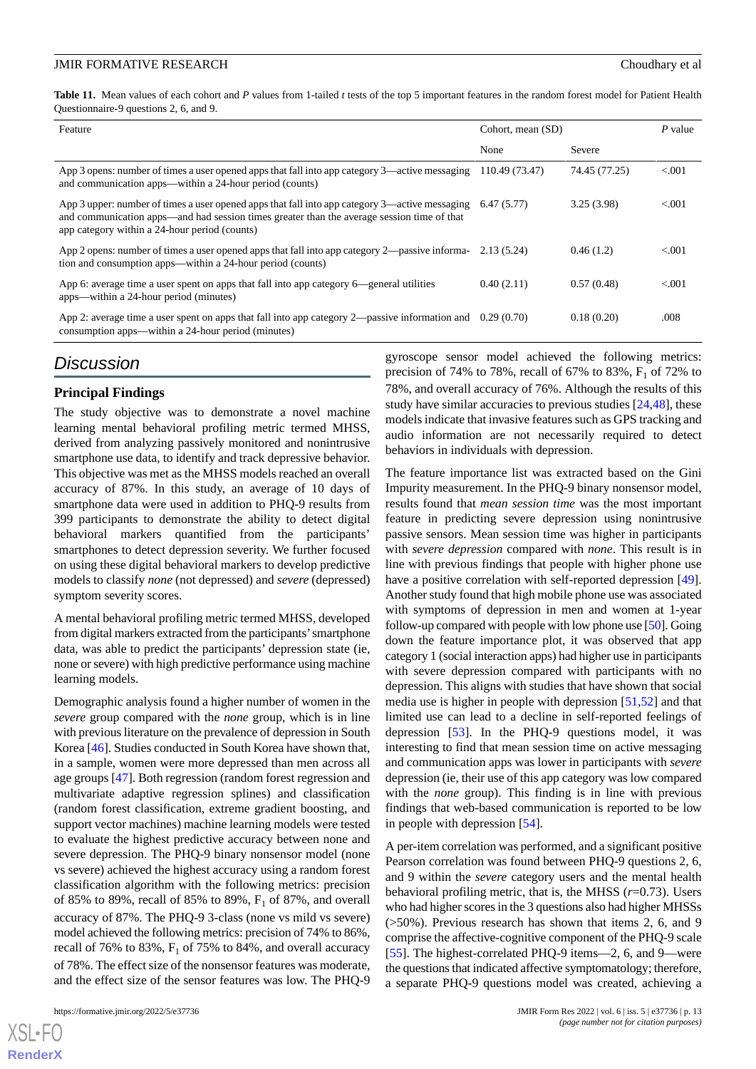**Table 11.** Mean values of each cohort and *P* values from 1-tailed *t* tests of the top 5 important features in the random forest model for Patient Health Questionnaire-9 questions 2, 6, and 9.

| Feature | Cohort, mean (SD) | | *P* value |
|---|---|---|---|
| | None | Severe | |
| App 3 opens: number of times a user opened apps that fall into app category 3—active messaging and communication apps—within a 24-hour period (counts) | 110.49 (73.47) | 74.45 (77.25) | <.001 |
| App 3 upper: number of times a user opened apps that fall into app category 3—active messaging and communication apps—and had session times greater than the average session time of that app category within a 24-hour period (counts) | 6.47 (5.77) | 3.25 (3.98) | <.001 |
| App 2 opens: number of times a user opened apps that fall into app category 2—passive information and consumption apps—within a 24-hour period (counts) | 2.13 (5.24) | 0.46 (1.2) | <.001 |
| App 6: average time a user spent on apps that fall into app category 6—general utilities apps—within a 24-hour period (minutes) | 0.40 (2.11) | 0.57 (0.48) | <.001 |
| App 2: average time a user spent on apps that fall into app category 2—passive information and consumption apps—within a 24-hour period (minutes) | 0.29 (0.70) | 0.18 (0.20) | .008 |

## Discussion

### Principal Findings

The study objective was to demonstrate a novel machine learning mental behavioral profiling metric termed MHSS, derived from analyzing passively monitored and nonintrusive smartphone use data, to identify and track depressive behavior. This objective was met as the MHSS models reached an overall accuracy of 87%. In this study, an average of 10 days of smartphone data were used in addition to PHQ-9 results from 399 participants to demonstrate the ability to detect digital behavioral markers quantified from the participants' smartphones to detect depression severity. We further focused on using these digital behavioral markers to develop predictive models to classify *none* (not depressed) and *severe* (depressed) symptom severity scores.

A mental behavioral profiling metric termed MHSS, developed from digital markers extracted from the participants' smartphone data, was able to predict the participants' depression state (ie, none or severe) with high predictive performance using machine learning models.

Demographic analysis found a higher number of women in the *severe* group compared with the *none* group, which is in line with previous literature on the prevalence of depression in South Korea [46]. Studies conducted in South Korea have shown that, in a sample, women were more depressed than men across all age groups [47]. Both regression (random forest regression and multivariate adaptive regression splines) and classification (random forest classification, extreme gradient boosting, and support vector machines) machine learning models were tested to evaluate the highest predictive accuracy between none and severe depression. The PHQ-9 binary nonsensor model (none vs severe) achieved the highest accuracy using a random forest classification algorithm with the following metrics: precision of 85% to 89%, recall of 85% to 89%, $F_1$ of 87%, and overall accuracy of 87%. The PHQ-9 3-class (none vs mild vs severe) model achieved the following metrics: precision of 74% to 86%, recall of 76% to 83%, $F_1$ of 75% to 84%, and overall accuracy of 78%. The effect size of the nonsensor features was moderate, and the effect size of the sensor features was low. The PHQ-9 gyroscope sensor model achieved the following metrics: precision of 74% to 78%, recall of 67% to 83%, $F_1$ of 72% to 78%, and overall accuracy of 76%. Although the results of this study have similar accuracies to previous studies [24,48], these models indicate that invasive features such as GPS tracking and audio information are not necessarily required to detect behaviors in individuals with depression.

The feature importance list was extracted based on the Gini Impurity measurement. In the PHQ-9 binary nonsensor model, results found that *mean session time* was the most important feature in predicting severe depression using nonintrusive passive sensors. Mean session time was higher in participants with *severe depression* compared with *none*. This result is in line with previous findings that people with higher phone use have a positive correlation with self-reported depression [49]. Another study found that high mobile phone use was associated with symptoms of depression in men and women at 1-year follow-up compared with people with low phone use [50]. Going down the feature importance plot, it was observed that app category 1 (social interaction apps) had higher use in participants with severe depression compared with participants with no depression. This aligns with studies that have shown that social media use is higher in people with depression [51,52] and that limited use can lead to a decline in self-reported feelings of depression [53]. In the PHQ-9 questions model, it was interesting to find that mean session time on active messaging and communication apps was lower in participants with *severe* depression (ie, their use of this app category was low compared with the *none* group). This finding is in line with previous findings that web-based communication is reported to be low in people with depression [54].

A per-item correlation was performed, and a significant positive Pearson correlation was found between PHQ-9 questions 2, 6, and 9 within the *severe* category users and the mental health behavioral profiling metric, that is, the MHSS ($r$=0.73). Users who had higher scores in the 3 questions also had higher MHSSs (>50%). Previous research has shown that items 2, 6, and 9 comprise the affective-cognitive component of the PHQ-9 scale [55]. The highest-correlated PHQ-9 items—2, 6, and 9—were the questions that indicated affective symptomatology; therefore, a separate PHQ-9 questions model was created, achieving a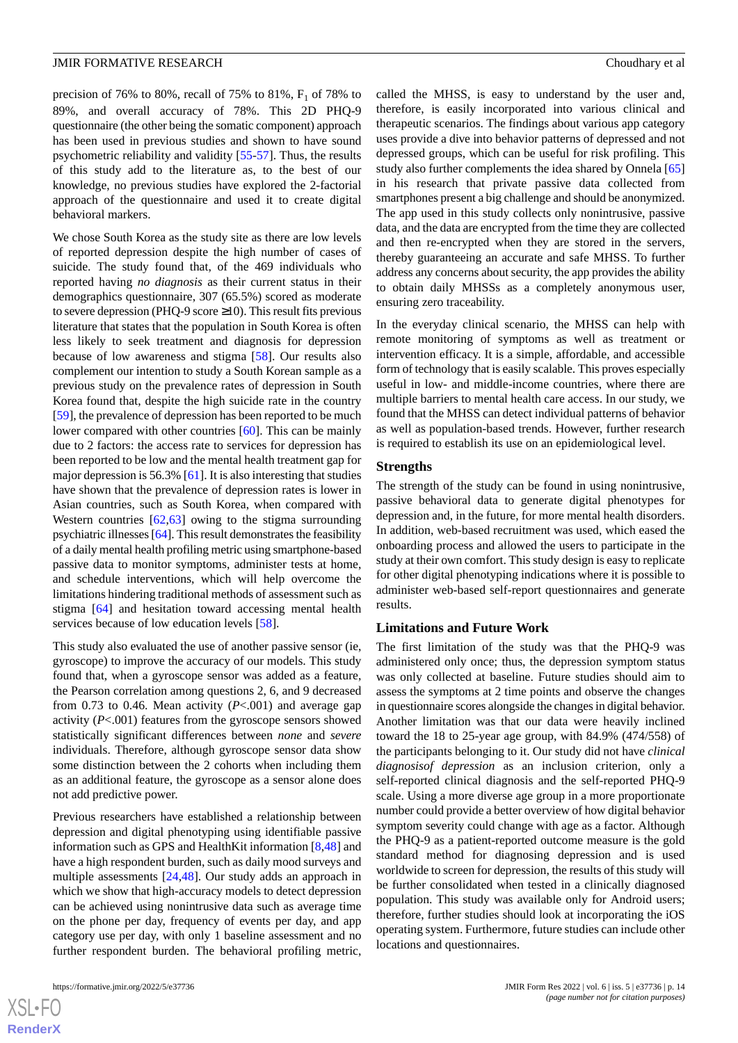precision of 76% to 80%, recall of 75% to 81%, $F_1$ of 78% to 89%, and overall accuracy of 78%. This 2D PHQ-9 questionnaire (the other being the somatic component) approach has been used in previous studies and shown to have sound psychometric reliability and validity [55-57]. Thus, the results of this study add to the literature as, to the best of our knowledge, no previous studies have explored the 2-factorial approach of the questionnaire and used it to create digital behavioral markers.

We chose South Korea as the study site as there are low levels of reported depression despite the high number of cases of suicide. The study found that, of the 469 individuals who reported having *no diagnosis* as their current status in their demographics questionnaire, 307 (65.5%) scored as moderate to severe depression (PHQ-9 score ≥10). This result fits previous literature that states that the population in South Korea is often less likely to seek treatment and diagnosis for depression because of low awareness and stigma [58]. Our results also complement our intention to study a South Korean sample as a previous study on the prevalence rates of depression in South Korea found that, despite the high suicide rate in the country [59], the prevalence of depression has been reported to be much lower compared with other countries [60]. This can be mainly due to 2 factors: the access rate to services for depression has been reported to be low and the mental health treatment gap for major depression is 56.3% [61]. It is also interesting that studies have shown that the prevalence of depression rates is lower in Asian countries, such as South Korea, when compared with Western countries [62,63] owing to the stigma surrounding psychiatric illnesses [64]. This result demonstrates the feasibility of a daily mental health profiling metric using smartphone-based passive data to monitor symptoms, administer tests at home, and schedule interventions, which will help overcome the limitations hindering traditional methods of assessment such as stigma [64] and hesitation toward accessing mental health services because of low education levels [58].

This study also evaluated the use of another passive sensor (ie, gyroscope) to improve the accuracy of our models. This study found that, when a gyroscope sensor was added as a feature, the Pearson correlation among questions 2, 6, and 9 decreased from 0.73 to 0.46. Mean activity ($P$<.001) and average gap activity ($P$<.001) features from the gyroscope sensors showed statistically significant differences between *none* and *severe* individuals. Therefore, although gyroscope sensor data show some distinction between the 2 cohorts when including them as an additional feature, the gyroscope as a sensor alone does not add predictive power.

Previous researchers have established a relationship between depression and digital phenotyping using identifiable passive information such as GPS and HealthKit information [8,48] and have a high respondent burden, such as daily mood surveys and multiple assessments [24,48]. Our study adds an approach in which we show that high-accuracy models to detect depression can be achieved using nonintrusive data such as average time on the phone per day, frequency of events per day, and app category use per day, with only 1 baseline assessment and no further respondent burden. The behavioral profiling metric, called the MHSS, is easy to understand by the user and, therefore, is easily incorporated into various clinical and therapeutic scenarios. The findings about various app category uses provide a dive into behavior patterns of depressed and not depressed groups, which can be useful for risk profiling. This study also further complements the idea shared by Onnela [65] in his research that private passive data collected from smartphones present a big challenge and should be anonymized. The app used in this study collects only nonintrusive, passive data, and the data are encrypted from the time they are collected and then re-encrypted when they are stored in the servers, thereby guaranteeing an accurate and safe MHSS. To further address any concerns about security, the app provides the ability to obtain daily MHSSs as a completely anonymous user, ensuring zero traceability.

In the everyday clinical scenario, the MHSS can help with remote monitoring of symptoms as well as treatment or intervention efficacy. It is a simple, affordable, and accessible form of technology that is easily scalable. This proves especially useful in low- and middle-income countries, where there are multiple barriers to mental health care access. In our study, we found that the MHSS can detect individual patterns of behavior as well as population-based trends. However, further research is required to establish its use on an epidemiological level.

### Strengths

The strength of the study can be found in using nonintrusive, passive behavioral data to generate digital phenotypes for depression and, in the future, for more mental health disorders. In addition, web-based recruitment was used, which eased the onboarding process and allowed the users to participate in the study at their own comfort. This study design is easy to replicate for other digital phenotyping indications where it is possible to administer web-based self-report questionnaires and generate results.

### Limitations and Future Work

The first limitation of the study was that the PHQ-9 was administered only once; thus, the depression symptom status was only collected at baseline. Future studies should aim to assess the symptoms at 2 time points and observe the changes in questionnaire scores alongside the changes in digital behavior. Another limitation was that our data were heavily inclined toward the 18 to 25-year age group, with 84.9% (474/558) of the participants belonging to it. Our study did not have *clinical diagnosisof depression* as an inclusion criterion, only a self-reported clinical diagnosis and the self-reported PHQ-9 scale. Using a more diverse age group in a more proportionate number could provide a better overview of how digital behavior symptom severity could change with age as a factor. Although the PHQ-9 as a patient-reported outcome measure is the gold standard method for diagnosing depression and is used worldwide to screen for depression, the results of this study will be further consolidated when tested in a clinically diagnosed population. This study was available only for Android users; therefore, further studies should look at incorporating the iOS operating system. Furthermore, future studies can include other locations and questionnaires.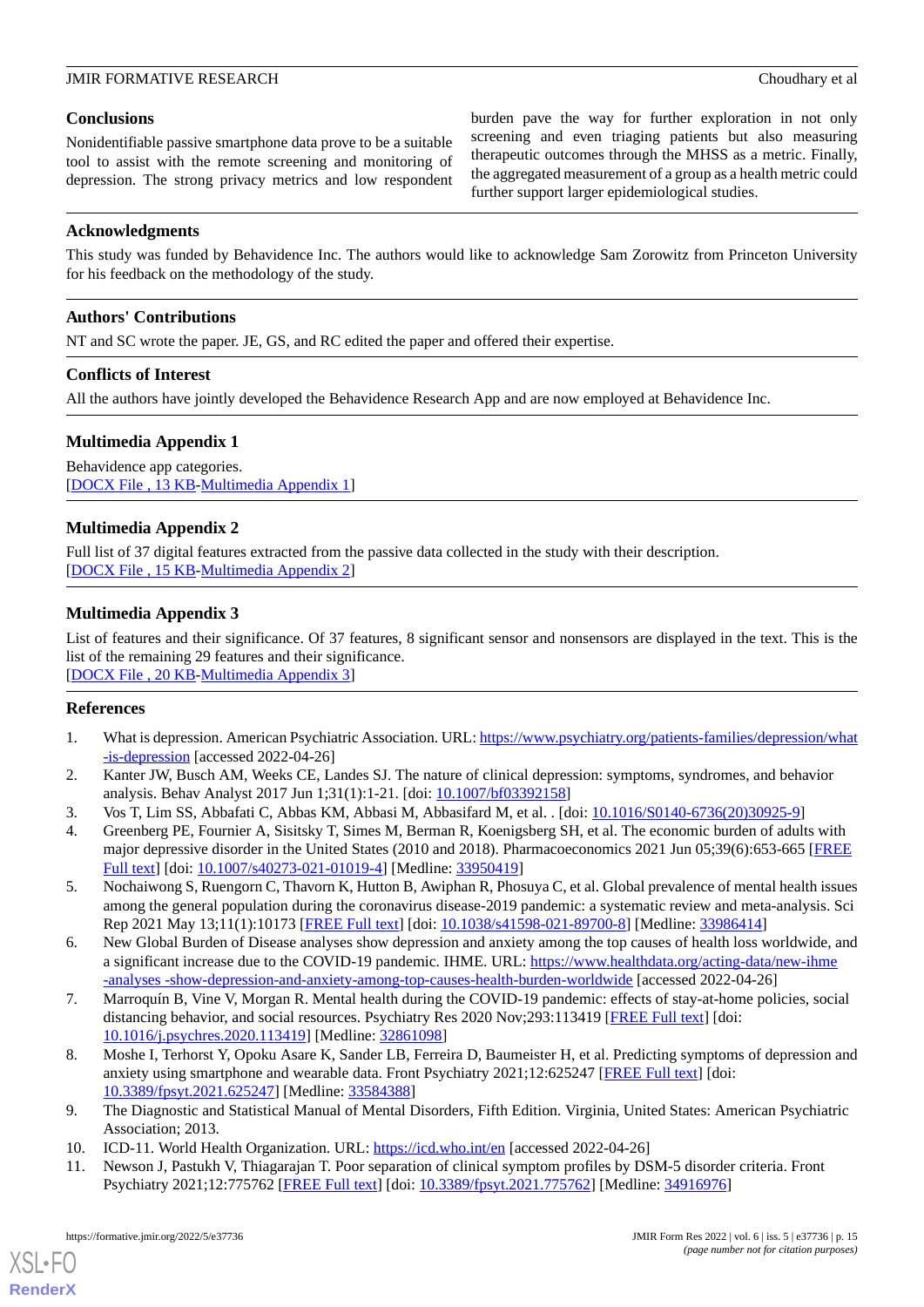## Conclusions

Nonidentifiable passive smartphone data prove to be a suitable tool to assist with the remote screening and monitoring of depression. The strong privacy metrics and low respondent burden pave the way for further exploration in not only screening and even triaging patients but also measuring therapeutic outcomes through the MHSS as a metric. Finally, the aggregated measurement of a group as a health metric could further support larger epidemiological studies.

## Acknowledgments

This study was funded by Behavidence Inc. The authors would like to acknowledge Sam Zorowitz from Princeton University for his feedback on the methodology of the study.

## Authors' Contributions

NT and SC wrote the paper. JE, GS, and RC edited the paper and offered their expertise.

## Conflicts of Interest

All the authors have jointly developed the Behavidence Research App and are now employed at Behavidence Inc.

## Multimedia Appendix 1

Behavidence app categories.
[DOCX File , 13 KB-Multimedia Appendix 1]

## Multimedia Appendix 2

Full list of 37 digital features extracted from the passive data collected in the study with their description.
[DOCX File , 15 KB-Multimedia Appendix 2]

## Multimedia Appendix 3

List of features and their significance. Of 37 features, 8 significant sensor and nonsensors are displayed in the text. This is the list of the remaining 29 features and their significance.
[DOCX File , 20 KB-Multimedia Appendix 3]

## References

1. What is depression. American Psychiatric Association. URL: https://www.psychiatry.org/patients-families/depression/what-is-depression [accessed 2022-04-26]
2. Kanter JW, Busch AM, Weeks CE, Landes SJ. The nature of clinical depression: symptoms, syndromes, and behavior analysis. Behav Analyst 2017 Jun 1;31(1):1-21. [doi: 10.1007/bf03392158]
3. Vos T, Lim SS, Abbafati C, Abbas KM, Abbasi M, Abbasifard M, et al. . [doi: 10.1016/S0140-6736(20)30925-9]
4. Greenberg PE, Fournier A, Sisitsky T, Simes M, Berman R, Koenigsberg SH, et al. The economic burden of adults with major depressive disorder in the United States (2010 and 2018). Pharmacoeconomics 2021 Jun 05;39(6):653-665 [FREE Full text] [doi: 10.1007/s40273-021-01019-4] [Medline: 33950419]
5. Nochaiwong S, Ruengorn C, Thavorn K, Hutton B, Awiphan R, Phosuya C, et al. Global prevalence of mental health issues among the general population during the coronavirus disease-2019 pandemic: a systematic review and meta-analysis. Sci Rep 2021 May 13;11(1):10173 [FREE Full text] [doi: 10.1038/s41598-021-89700-8] [Medline: 33986414]
6. New Global Burden of Disease analyses show depression and anxiety among the top causes of health loss worldwide, and a significant increase due to the COVID-19 pandemic. IHME. URL: https://www.healthdata.org/acting-data/new-ihme-analyses -show-depression-and-anxiety-among-top-causes-health-burden-worldwide [accessed 2022-04-26]
7. Marroquín B, Vine V, Morgan R. Mental health during the COVID-19 pandemic: effects of stay-at-home policies, social distancing behavior, and social resources. Psychiatry Res 2020 Nov;293:113419 [FREE Full text] [doi: 10.1016/j.psychres.2020.113419] [Medline: 32861098]
8. Moshe I, Terhorst Y, Opoku Asare K, Sander LB, Ferreira D, Baumeister H, et al. Predicting symptoms of depression and anxiety using smartphone and wearable data. Front Psychiatry 2021;12:625247 [FREE Full text] [doi: 10.3389/fpsyt.2021.625247] [Medline: 33584388]
9. The Diagnostic and Statistical Manual of Mental Disorders, Fifth Edition. Virginia, United States: American Psychiatric Association; 2013.
10. ICD-11. World Health Organization. URL: https://icd.who.int/en [accessed 2022-04-26]
11. Newson J, Pastukh V, Thiagarajan T. Poor separation of clinical symptom profiles by DSM-5 disorder criteria. Front Psychiatry 2021;12:775762 [FREE Full text] [doi: 10.3389/fpsyt.2021.775762] [Medline: 34916976]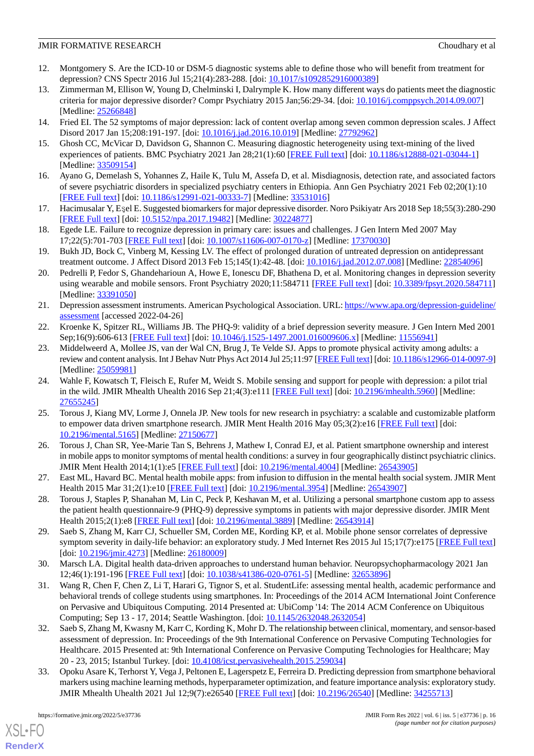12. Montgomery S. Are the ICD-10 or DSM-5 diagnostic systems able to define those who will benefit from treatment for depression? CNS Spectr 2016 Jul 15;21(4):283-288. [doi: 10.1017/s1092852916000389]
13. Zimmerman M, Ellison W, Young D, Chelminski I, Dalrymple K. How many different ways do patients meet the diagnostic criteria for major depressive disorder? Compr Psychiatry 2015 Jan;56:29-34. [doi: 10.1016/j.comppsych.2014.09.007] [Medline: 25266848]
14. Fried EI. The 52 symptoms of major depression: lack of content overlap among seven common depression scales. J Affect Disord 2017 Jan 15;208:191-197. [doi: 10.1016/j.jad.2016.10.019] [Medline: 27792962]
15. Ghosh CC, McVicar D, Davidson G, Shannon C. Measuring diagnostic heterogeneity using text-mining of the lived experiences of patients. BMC Psychiatry 2021 Jan 28;21(1):60 [FREE Full text] [doi: 10.1186/s12888-021-03044-1] [Medline: 33509154]
16. Ayano G, Demelash S, Yohannes Z, Haile K, Tulu M, Assefa D, et al. Misdiagnosis, detection rate, and associated factors of severe psychiatric disorders in specialized psychiatry centers in Ethiopia. Ann Gen Psychiatry 2021 Feb 02;20(1):10 [FREE Full text] [doi: 10.1186/s12991-021-00333-7] [Medline: 33531016]
17. Hacimusalar Y, Eşel E. Suggested biomarkers for major depressive disorder. Noro Psikiyatr Ars 2018 Sep 18;55(3):280-290 [FREE Full text] [doi: 10.5152/npa.2017.19482] [Medline: 30224877]
18. Egede LE. Failure to recognize depression in primary care: issues and challenges. J Gen Intern Med 2007 May 17;22(5):701-703 [FREE Full text] [doi: 10.1007/s11606-007-0170-z] [Medline: 17370030]
19. Bukh JD, Bock C, Vinberg M, Kessing LV. The effect of prolonged duration of untreated depression on antidepressant treatment outcome. J Affect Disord 2013 Feb 15;145(1):42-48. [doi: 10.1016/j.jad.2012.07.008] [Medline: 22854096]
20. Pedrelli P, Fedor S, Ghandeharioun A, Howe E, Ionescu DF, Bhathena D, et al. Monitoring changes in depression severity using wearable and mobile sensors. Front Psychiatry 2020;11:584711 [FREE Full text] [doi: 10.3389/fpsyt.2020.584711] [Medline: 33391050]
21. Depression assessment instruments. American Psychological Association. URL: https://www.apa.org/depression-guideline/assessment [accessed 2022-04-26]
22. Kroenke K, Spitzer RL, Williams JB. The PHQ-9: validity of a brief depression severity measure. J Gen Intern Med 2001 Sep;16(9):606-613 [FREE Full text] [doi: 10.1046/j.1525-1497.2001.016009606.x] [Medline: 11556941]
23. Middelweerd A, Mollee JS, van der Wal CN, Brug J, Te Velde SJ. Apps to promote physical activity among adults: a review and content analysis. Int J Behav Nutr Phys Act 2014 Jul 25;11:97 [FREE Full text] [doi: 10.1186/s12966-014-0097-9] [Medline: 25059981]
24. Wahle F, Kowatsch T, Fleisch E, Rufer M, Weidt S. Mobile sensing and support for people with depression: a pilot trial in the wild. JMIR Mhealth Uhealth 2016 Sep 21;4(3):e111 [FREE Full text] [doi: 10.2196/mhealth.5960] [Medline: 27655245]
25. Torous J, Kiang MV, Lorme J, Onnela JP. New tools for new research in psychiatry: a scalable and customizable platform to empower data driven smartphone research. JMIR Ment Health 2016 May 05;3(2):e16 [FREE Full text] [doi: 10.2196/mental.5165] [Medline: 27150677]
26. Torous J, Chan SR, Yee-Marie Tan S, Behrens J, Mathew I, Conrad EJ, et al. Patient smartphone ownership and interest in mobile apps to monitor symptoms of mental health conditions: a survey in four geographically distinct psychiatric clinics. JMIR Ment Health 2014;1(1):e5 [FREE Full text] [doi: 10.2196/mental.4004] [Medline: 26543905]
27. East ML, Havard BC. Mental health mobile apps: from infusion to diffusion in the mental health social system. JMIR Ment Health 2015 Mar 31;2(1):e10 [FREE Full text] [doi: 10.2196/mental.3954] [Medline: 26543907]
28. Torous J, Staples P, Shanahan M, Lin C, Peck P, Keshavan M, et al. Utilizing a personal smartphone custom app to assess the patient health questionnaire-9 (PHQ-9) depressive symptoms in patients with major depressive disorder. JMIR Ment Health 2015;2(1):e8 [FREE Full text] [doi: 10.2196/mental.3889] [Medline: 26543914]
29. Saeb S, Zhang M, Karr CJ, Schueller SM, Corden ME, Kording KP, et al. Mobile phone sensor correlates of depressive symptom severity in daily-life behavior: an exploratory study. J Med Internet Res 2015 Jul 15;17(7):e175 [FREE Full text] [doi: 10.2196/jmir.4273] [Medline: 26180009]
30. Marsch LA. Digital health data-driven approaches to understand human behavior. Neuropsychopharmacology 2021 Jan 12;46(1):191-196 [FREE Full text] [doi: 10.1038/s41386-020-0761-5] [Medline: 32653896]
31. Wang R, Chen F, Chen Z, Li T, Harari G, Tignor S, et al. StudentLife: assessing mental health, academic performance and behavioral trends of college students using smartphones. In: Proceedings of the 2014 ACM International Joint Conference on Pervasive and Ubiquitous Computing. 2014 Presented at: UbiComp '14: The 2014 ACM Conference on Ubiquitous Computing; Sep 13 - 17, 2014; Seattle Washington. [doi: 10.1145/2632048.2632054]
32. Saeb S, Zhang M, Kwasny M, Karr C, Kording K, Mohr D. The relationship between clinical, momentary, and sensor-based assessment of depression. In: Proceedings of the 9th International Conference on Pervasive Computing Technologies for Healthcare. 2015 Presented at: 9th International Conference on Pervasive Computing Technologies for Healthcare; May 20 - 23, 2015; Istanbul Turkey. [doi: 10.4108/icst.pervasivehealth.2015.259034]
33. Opoku Asare K, Terhorst Y, Vega J, Peltonen E, Lagerspetz E, Ferreira D. Predicting depression from smartphone behavioral markers using machine learning methods, hyperparameter optimization, and feature importance analysis: exploratory study. JMIR Mhealth Uhealth 2021 Jul 12;9(7):e26540 [FREE Full text] [doi: 10.2196/26540] [Medline: 34255713]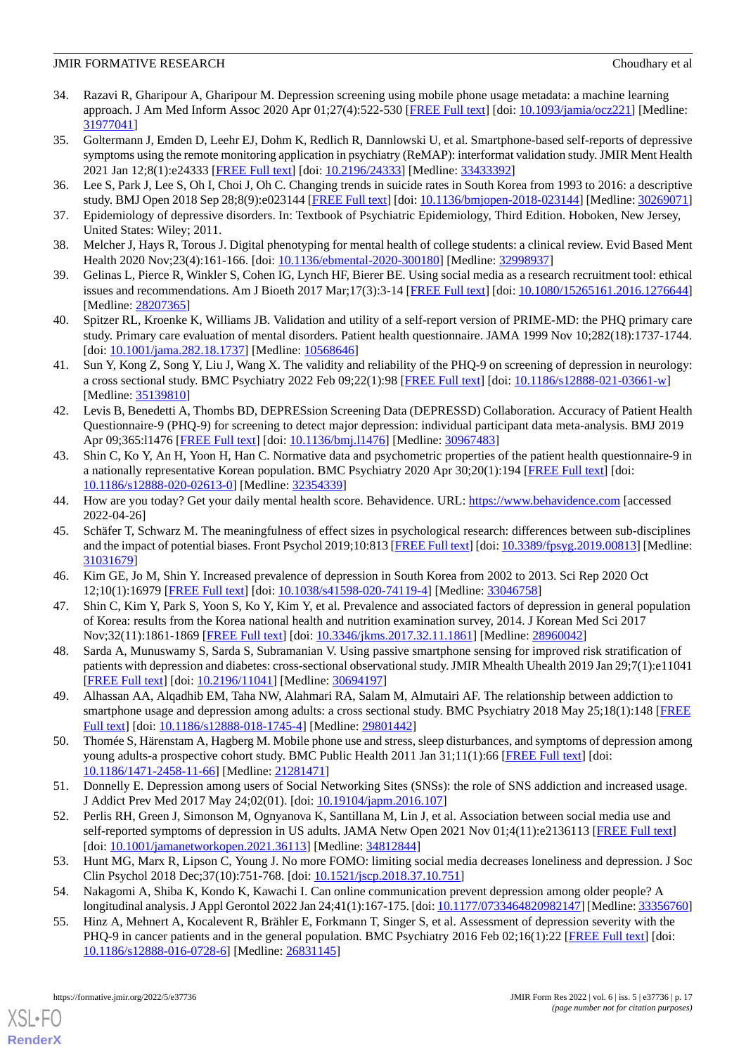34. Razavi R, Gharipour A, Gharipour M. Depression screening using mobile phone usage metadata: a machine learning approach. J Am Med Inform Assoc 2020 Apr 01;27(4):522-530 [FREE Full text] [doi: 10.1093/jamia/ocz221] [Medline: 31977041]
35. Goltermann J, Emden D, Leehr EJ, Dohm K, Redlich R, Dannlowski U, et al. Smartphone-based self-reports of depressive symptoms using the remote monitoring application in psychiatry (ReMAP): interformat validation study. JMIR Ment Health 2021 Jan 12;8(1):e24333 [FREE Full text] [doi: 10.2196/24333] [Medline: 33433392]
36. Lee S, Park J, Lee S, Oh I, Choi J, Oh C. Changing trends in suicide rates in South Korea from 1993 to 2016: a descriptive study. BMJ Open 2018 Sep 28;8(9):e023144 [FREE Full text] [doi: 10.1136/bmjopen-2018-023144] [Medline: 30269071]
37. Epidemiology of depressive disorders. In: Textbook of Psychiatric Epidemiology, Third Edition. Hoboken, New Jersey, United States: Wiley; 2011.
38. Melcher J, Hays R, Torous J. Digital phenotyping for mental health of college students: a clinical review. Evid Based Ment Health 2020 Nov;23(4):161-166. [doi: 10.1136/ebmental-2020-300180] [Medline: 32998937]
39. Gelinas L, Pierce R, Winkler S, Cohen IG, Lynch HF, Bierer BE. Using social media as a research recruitment tool: ethical issues and recommendations. Am J Bioeth 2017 Mar;17(3):3-14 [FREE Full text] [doi: 10.1080/15265161.2016.1276644] [Medline: 28207365]
40. Spitzer RL, Kroenke K, Williams JB. Validation and utility of a self-report version of PRIME-MD: the PHQ primary care study. Primary care evaluation of mental disorders. Patient health questionnaire. JAMA 1999 Nov 10;282(18):1737-1744. [doi: 10.1001/jama.282.18.1737] [Medline: 10568646]
41. Sun Y, Kong Z, Song Y, Liu J, Wang X. The validity and reliability of the PHQ-9 on screening of depression in neurology: a cross sectional study. BMC Psychiatry 2022 Feb 09;22(1):98 [FREE Full text] [doi: 10.1186/s12888-021-03661-w] [Medline: 35139810]
42. Levis B, Benedetti A, Thombs BD, DEPRESsion Screening Data (DEPRESSD) Collaboration. Accuracy of Patient Health Questionnaire-9 (PHQ-9) for screening to detect major depression: individual participant data meta-analysis. BMJ 2019 Apr 09;365:l1476 [FREE Full text] [doi: 10.1136/bmj.l1476] [Medline: 30967483]
43. Shin C, Ko Y, An H, Yoon H, Han C. Normative data and psychometric properties of the patient health questionnaire-9 in a nationally representative Korean population. BMC Psychiatry 2020 Apr 30;20(1):194 [FREE Full text] [doi: 10.1186/s12888-020-02613-0] [Medline: 32354339]
44. How are you today? Get your daily mental health score. Behavidence. URL: https://www.behavidence.com [accessed 2022-04-26]
45. Schäfer T, Schwarz M. The meaningfulness of effect sizes in psychological research: differences between sub-disciplines and the impact of potential biases. Front Psychol 2019;10:813 [FREE Full text] [doi: 10.3389/fpsyg.2019.00813] [Medline: 31031679]
46. Kim GE, Jo M, Shin Y. Increased prevalence of depression in South Korea from 2002 to 2013. Sci Rep 2020 Oct 12;10(1):16979 [FREE Full text] [doi: 10.1038/s41598-020-74119-4] [Medline: 33046758]
47. Shin C, Kim Y, Park S, Yoon S, Ko Y, Kim Y, et al. Prevalence and associated factors of depression in general population of Korea: results from the Korea national health and nutrition examination survey, 2014. J Korean Med Sci 2017 Nov;32(11):1861-1869 [FREE Full text] [doi: 10.3346/jkms.2017.32.11.1861] [Medline: 28960042]
48. Sarda A, Munuswamy S, Sarda S, Subramanian V. Using passive smartphone sensing for improved risk stratification of patients with depression and diabetes: cross-sectional observational study. JMIR Mhealth Uhealth 2019 Jan 29;7(1):e11041 [FREE Full text] [doi: 10.2196/11041] [Medline: 30694197]
49. Alhassan AA, Alqadhib EM, Taha NW, Alahmari RA, Salam M, Almutairi AF. The relationship between addiction to smartphone usage and depression among adults: a cross sectional study. BMC Psychiatry 2018 May 25;18(1):148 [FREE Full text] [doi: 10.1186/s12888-018-1745-4] [Medline: 29801442]
50. Thomée S, Härenstam A, Hagberg M. Mobile phone use and stress, sleep disturbances, and symptoms of depression among young adults-a prospective cohort study. BMC Public Health 2011 Jan 31;11(1):66 [FREE Full text] [doi: 10.1186/1471-2458-11-66] [Medline: 21281471]
51. Donnelly E. Depression among users of Social Networking Sites (SNSs): the role of SNS addiction and increased usage. J Addict Prev Med 2017 May 24;02(01). [doi: 10.19104/japm.2016.107]
52. Perlis RH, Green J, Simonson M, Ognyanova K, Santillana M, Lin J, et al. Association between social media use and self-reported symptoms of depression in US adults. JAMA Netw Open 2021 Nov 01;4(11):e2136113 [FREE Full text] [doi: 10.1001/jamanetworkopen.2021.36113] [Medline: 34812844]
53. Hunt MG, Marx R, Lipson C, Young J. No more FOMO: limiting social media decreases loneliness and depression. J Soc Clin Psychol 2018 Dec;37(10):751-768. [doi: 10.1521/jscp.2018.37.10.751]
54. Nakagomi A, Shiba K, Kondo K, Kawachi I. Can online communication prevent depression among older people? A longitudinal analysis. J Appl Gerontol 2022 Jan 24;41(1):167-175. [doi: 10.1177/0733464820982147] [Medline: 33356760]
55. Hinz A, Mehnert A, Kocalevent R, Brähler E, Forkmann T, Singer S, et al. Assessment of depression severity with the PHQ-9 in cancer patients and in the general population. BMC Psychiatry 2016 Feb 02;16(1):22 [FREE Full text] [doi: 10.1186/s12888-016-0728-6] [Medline: 26831145]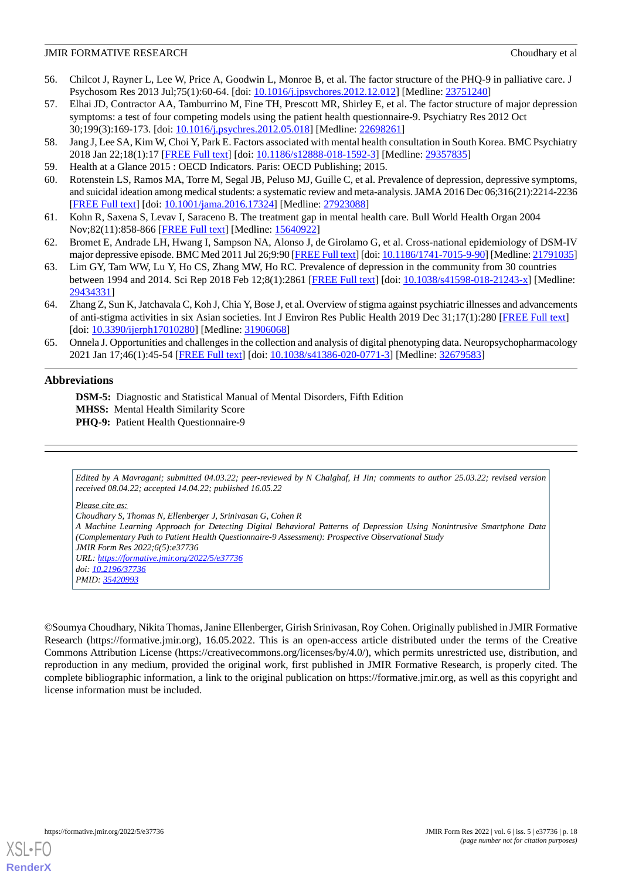56. Chilcot J, Rayner L, Lee W, Price A, Goodwin L, Monroe B, et al. The factor structure of the PHQ-9 in palliative care. J Psychosom Res 2013 Jul;75(1):60-64. [doi: 10.1016/j.jpsychores.2012.12.012] [Medline: 23751240]
57. Elhai JD, Contractor AA, Tamburrino M, Fine TH, Prescott MR, Shirley E, et al. The factor structure of major depression symptoms: a test of four competing models using the patient health questionnaire-9. Psychiatry Res 2012 Oct 30;199(3):169-173. [doi: 10.1016/j.psychres.2012.05.018] [Medline: 22698261]
58. Jang J, Lee SA, Kim W, Choi Y, Park E. Factors associated with mental health consultation in South Korea. BMC Psychiatry 2018 Jan 22;18(1):17 [FREE Full text] [doi: 10.1186/s12888-018-1592-3] [Medline: 29357835]
59. Health at a Glance 2015 : OECD Indicators. Paris: OECD Publishing; 2015.
60. Rotenstein LS, Ramos MA, Torre M, Segal JB, Peluso MJ, Guille C, et al. Prevalence of depression, depressive symptoms, and suicidal ideation among medical students: a systematic review and meta-analysis. JAMA 2016 Dec 06;316(21):2214-2236 [FREE Full text] [doi: 10.1001/jama.2016.17324] [Medline: 27923088]
61. Kohn R, Saxena S, Levav I, Saraceno B. The treatment gap in mental health care. Bull World Health Organ 2004 Nov;82(11):858-866 [FREE Full text] [Medline: 15640922]
62. Bromet E, Andrade LH, Hwang I, Sampson NA, Alonso J, de Girolamo G, et al. Cross-national epidemiology of DSM-IV major depressive episode. BMC Med 2011 Jul 26;9:90 [FREE Full text] [doi: 10.1186/1741-7015-9-90] [Medline: 21791035]
63. Lim GY, Tam WW, Lu Y, Ho CS, Zhang MW, Ho RC. Prevalence of depression in the community from 30 countries between 1994 and 2014. Sci Rep 2018 Feb 12;8(1):2861 [FREE Full text] [doi: 10.1038/s41598-018-21243-x] [Medline: 29434331]
64. Zhang Z, Sun K, Jatchavala C, Koh J, Chia Y, Bose J, et al. Overview of stigma against psychiatric illnesses and advancements of anti-stigma activities in six Asian societies. Int J Environ Res Public Health 2019 Dec 31;17(1):280 [FREE Full text] [doi: 10.3390/ijerph17010280] [Medline: 31906068]
65. Onnela J. Opportunities and challenges in the collection and analysis of digital phenotyping data. Neuropsychopharmacology 2021 Jan 17;46(1):45-54 [FREE Full text] [doi: 10.1038/s41386-020-0771-3] [Medline: 32679583]

## Abbreviations

**DSM-5:** Diagnostic and Statistical Manual of Mental Disorders, Fifth Edition
**MHSS:** Mental Health Similarity Score
**PHQ-9:** Patient Health Questionnaire-9

*Edited by A Mavragani; submitted 04.03.22; peer-reviewed by N Chalghaf, H Jin; comments to author 25.03.22; revised version received 08.04.22; accepted 14.04.22; published 16.05.22*

*Please cite as:*
*Choudhary S, Thomas N, Ellenberger J, Srinivasan G, Cohen R*
*A Machine Learning Approach for Detecting Digital Behavioral Patterns of Depression Using Nonintrusive Smartphone Data (Complementary Path to Patient Health Questionnaire-9 Assessment): Prospective Observational Study*
*JMIR Form Res 2022;6(5):e37736*
*URL: https://formative.jmir.org/2022/5/e37736*
*doi: 10.2196/37736*
*PMID: 35420993*

©Soumya Choudhary, Nikita Thomas, Janine Ellenberger, Girish Srinivasan, Roy Cohen. Originally published in JMIR Formative Research (https://formative.jmir.org), 16.05.2022. This is an open-access article distributed under the terms of the Creative Commons Attribution License (https://creativecommons.org/licenses/by/4.0/), which permits unrestricted use, distribution, and reproduction in any medium, provided the original work, first published in JMIR Formative Research, is properly cited. The complete bibliographic information, a link to the original publication on https://formative.jmir.org, as well as this copyright and license information must be included.